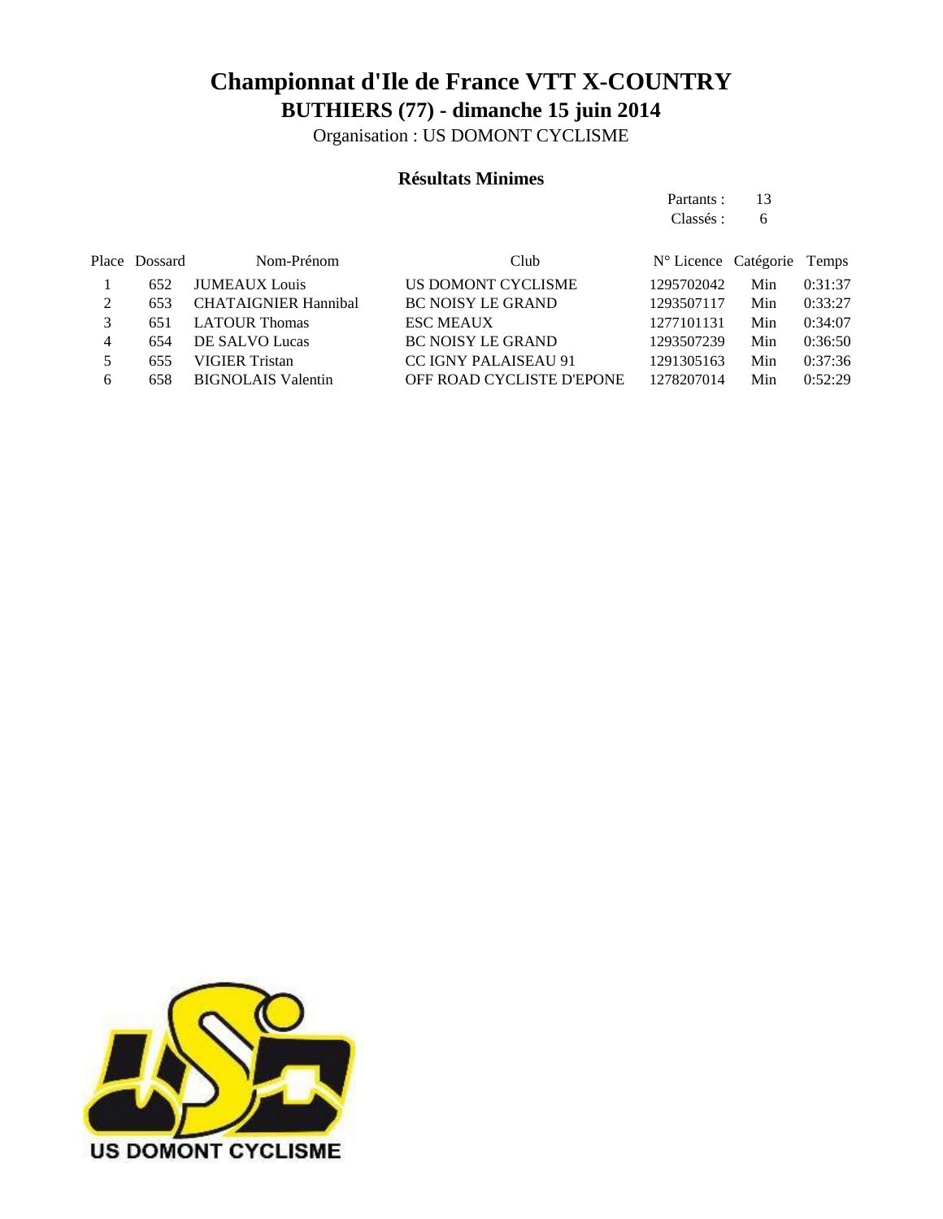# Championnat d'Ile de France VTT X-COUNTRY

## BUTHIERS (77) - dimanche 15 juin 2014

Organisation : US DOMONT CYCLISME

### Résultats Minimes

Partants : 13

Classés : 6

| Place | Dossard | Nom-Prénom | Club | N° Licence | Catégorie | Temps |
|---|---|---|---|---|---|---|
| 1 | 652 | JUMEAUX Louis | US DOMONT CYCLISME | 1295702042 | Min | 0:31:37 |
| 2 | 653 | CHATAIGNIER Hannibal | BC NOISY LE GRAND | 1293507117 | Min | 0:33:27 |
| 3 | 651 | LATOUR Thomas | ESC MEAUX | 1277101131 | Min | 0:34:07 |
| 4 | 654 | DE SALVO Lucas | BC NOISY LE GRAND | 1293507239 | Min | 0:36:50 |
| 5 | 655 | VIGIER Tristan | CC IGNY PALAISEAU 91 | 1291305163 | Min | 0:37:36 |
| 6 | 658 | BIGNOLAIS Valentin | OFF ROAD CYCLISTE D'EPONE | 1278207014 | Min | 0:52:29 |

US DOMONT CYCLISME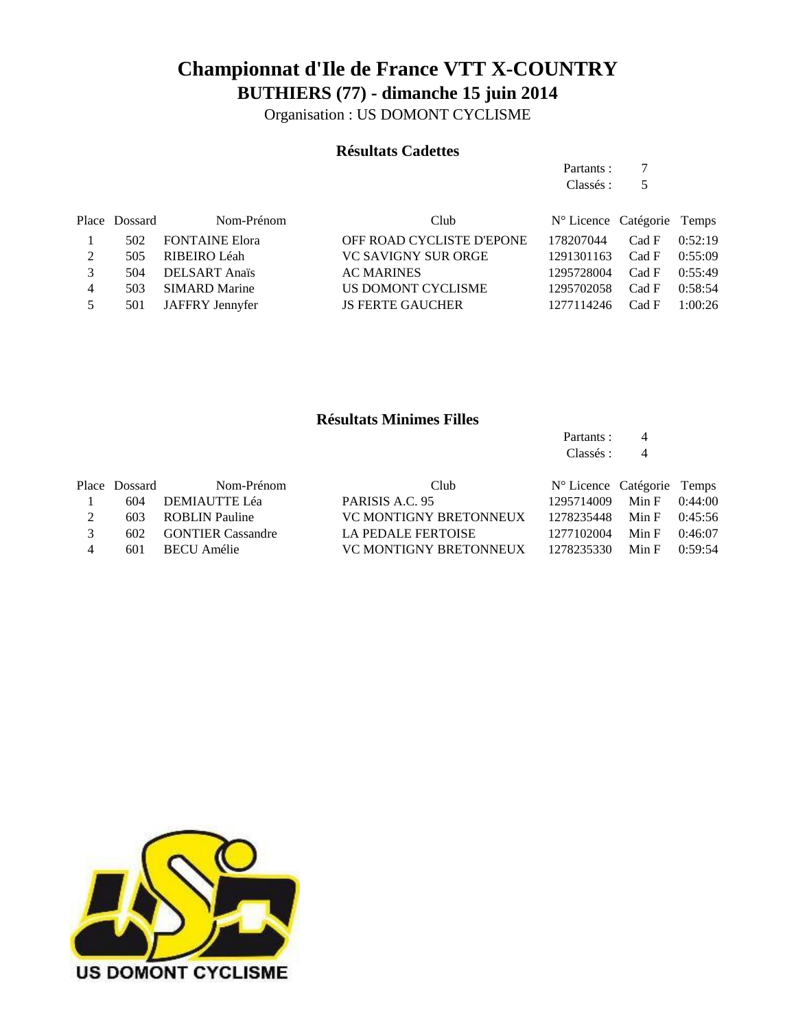# Championnat d'Ile de France VTT X-COUNTRY

## BUTHIERS (77) - dimanche 15 juin 2014

Organisation : US DOMONT CYCLISME

### Résultats Cadettes

Partants : 7
Classés : 5

| Place | Dossard | Nom-Prénom | Club | N° Licence | Catégorie | Temps |
|---|---|---|---|---|---|---|
| 1 | 502 | FONTAINE Elora | OFF ROAD CYCLISTE D'EPONE | 178207044 | Cad F | 0:52:19 |
| 2 | 505 | RIBEIRO Léah | VC SAVIGNY SUR ORGE | 1291301163 | Cad F | 0:55:09 |
| 3 | 504 | DELSART Anaïs | AC MARINES | 1295728004 | Cad F | 0:55:49 |
| 4 | 503 | SIMARD Marine | US DOMONT CYCLISME | 1295702058 | Cad F | 0:58:54 |
| 5 | 501 | JAFFRY Jennyfer | JS FERTE GAUCHER | 1277114246 | Cad F | 1:00:26 |

### Résultats Minimes Filles

Partants : 4
Classés : 4

| Place | Dossard | Nom-Prénom | Club | N° Licence | Catégorie | Temps |
|---|---|---|---|---|---|---|
| 1 | 604 | DEMIAUTTE Léa | PARISIS A.C. 95 | 1295714009 | Min F | 0:44:00 |
| 2 | 603 | ROBLIN Pauline | VC MONTIGNY BRETONNEUX | 1278235448 | Min F | 0:45:56 |
| 3 | 602 | GONTIER Cassandre | LA PEDALE FERTOISE | 1277102004 | Min F | 0:46:07 |
| 4 | 601 | BECU Amélie | VC MONTIGNY BRETONNEUX | 1278235330 | Min F | 0:59:54 |

US DOMONT CYCLISME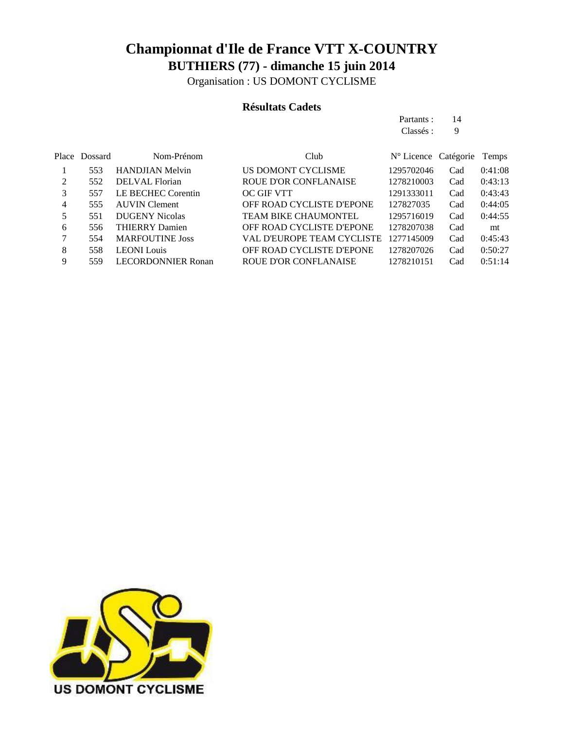# Championnat d'Ile de France VTT X-COUNTRY

## BUTHIERS (77) - dimanche 15 juin 2014

Organisation : US DOMONT CYCLISME

### Résultats Cadets

Partants : 14
Classés : 9

| Place | Dossard | Nom-Prénom | Club | N° Licence | Catégorie | Temps |
|---|---|---|---|---|---|---|
| 1 | 553 | HANDJIAN Melvin | US DOMONT CYCLISME | 1295702046 | Cad | 0:41:08 |
| 2 | 552 | DELVAL Florian | ROUE D'OR CONFLANAISE | 1278210003 | Cad | 0:43:13 |
| 3 | 557 | LE BECHEC Corentin | OC GIF VTT | 1291333011 | Cad | 0:43:43 |
| 4 | 555 | AUVIN Clement | OFF ROAD CYCLISTE D'EPONE | 127827035 | Cad | 0:44:05 |
| 5 | 551 | DUGENY Nicolas | TEAM BIKE CHAUMONTEL | 1295716019 | Cad | 0:44:55 |
| 6 | 556 | THIERRY Damien | OFF ROAD CYCLISTE D'EPONE | 1278207038 | Cad | mt |
| 7 | 554 | MARFOUTINE Joss | VAL D'EUROPE TEAM CYCLISTE | 1277145009 | Cad | 0:45:43 |
| 8 | 558 | LEONI Louis | OFF ROAD CYCLISTE D'EPONE | 1278207026 | Cad | 0:50:27 |
| 9 | 559 | LECORDONNIER Ronan | ROUE D'OR CONFLANAISE | 1278210151 | Cad | 0:51:14 |

US DOMONT CYCLISME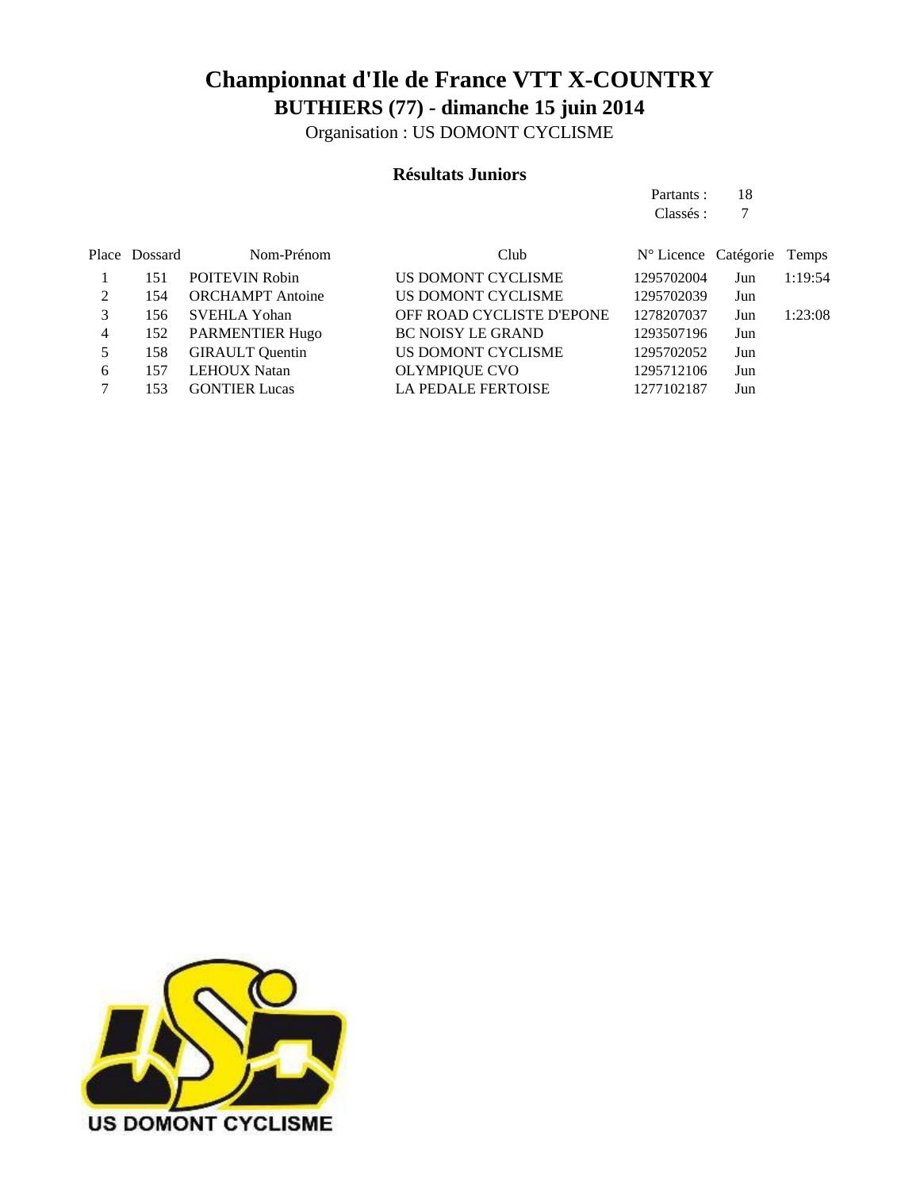# Championnat d'Ile de France VTT X-COUNTRY

## BUTHIERS (77) - dimanche 15 juin 2014

Organisation : US DOMONT CYCLISME

### Résultats Juniors

Partants : 18
Classés : 7

| Place | Dossard | Nom-Prénom | Club | N° Licence | Catégorie | Temps |
|---|---|---|---|---|---|---|
| 1 | 151 | POITEVIN Robin | US DOMONT CYCLISME | 1295702004 | Jun | 1:19:54 |
| 2 | 154 | ORCHAMPT Antoine | US DOMONT CYCLISME | 1295702039 | Jun | |
| 3 | 156 | SVEHLA Yohan | OFF ROAD CYCLISTE D'EPONE | 1278207037 | Jun | 1:23:08 |
| 4 | 152 | PARMENTIER Hugo | BC NOISY LE GRAND | 1293507196 | Jun | |
| 5 | 158 | GIRAULT Quentin | US DOMONT CYCLISME | 1295702052 | Jun | |
| 6 | 157 | LEHOUX Natan | OLYMPIQUE CVO | 1295712106 | Jun | |
| 7 | 153 | GONTIER Lucas | LA PEDALE FERTOISE | 1277102187 | Jun | |

US DOMONT CYCLISME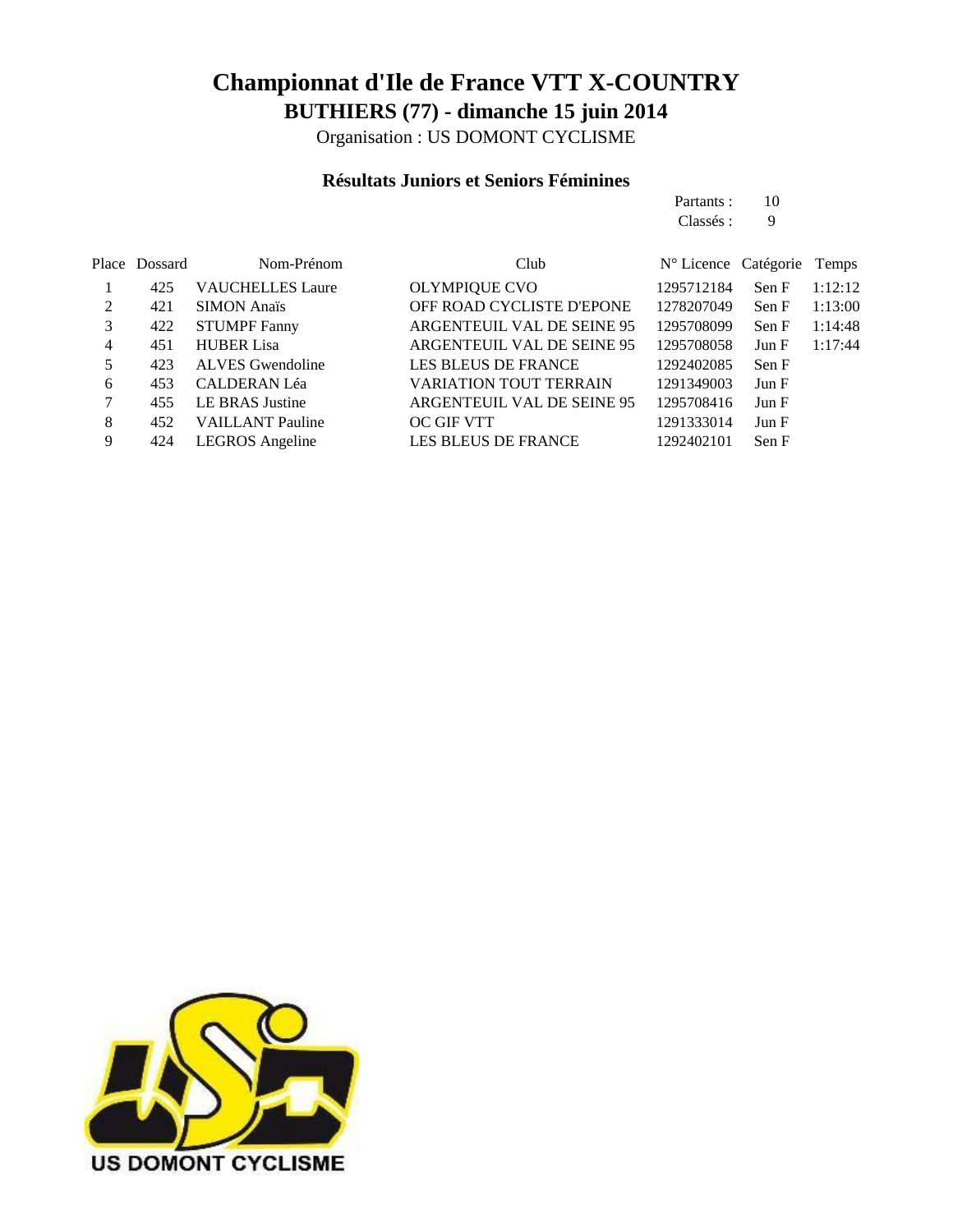# Championnat d'Ile de France VTT X-COUNTRY

## BUTHIERS (77) - dimanche 15 juin 2014

Organisation : US DOMONT CYCLISME

### Résultats Juniors et Seniors Féminines

Partants : 10
Classés : 9

| Place | Dossard | Nom-Prénom | Club | N° Licence | Catégorie | Temps |
|---|---|---|---|---|---|---|
| 1 | 425 | VAUCHELLES Laure | OLYMPIQUE CVO | 1295712184 | Sen F | 1:12:12 |
| 2 | 421 | SIMON Anaïs | OFF ROAD CYCLISTE D'EPONE | 1278207049 | Sen F | 1:13:00 |
| 3 | 422 | STUMPF Fanny | ARGENTEUIL VAL DE SEINE 95 | 1295708099 | Sen F | 1:14:48 |
| 4 | 451 | HUBER Lisa | ARGENTEUIL VAL DE SEINE 95 | 1295708058 | Jun F | 1:17:44 |
| 5 | 423 | ALVES Gwendoline | LES BLEUS DE FRANCE | 1292402085 | Sen F | |
| 6 | 453 | CALDERAN Léa | VARIATION TOUT TERRAIN | 1291349003 | Jun F | |
| 7 | 455 | LE BRAS Justine | ARGENTEUIL VAL DE SEINE 95 | 1295708416 | Jun F | |
| 8 | 452 | VAILLANT Pauline | OC GIF VTT | 1291333014 | Jun F | |
| 9 | 424 | LEGROS Angeline | LES BLEUS DE FRANCE | 1292402101 | Sen F | |

US DOMONT CYCLISME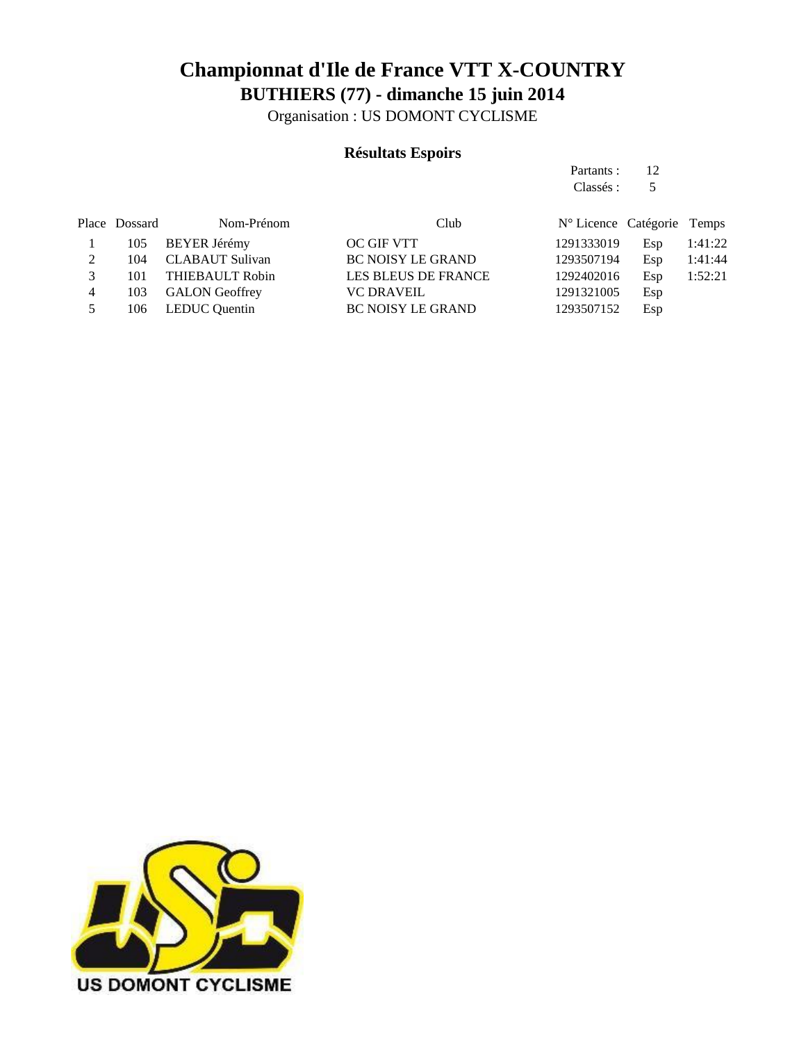# Championnat d'Ile de France VTT X-COUNTRY

## BUTHIERS (77) - dimanche 15 juin 2014

Organisation : US DOMONT CYCLISME

### Résultats Espoirs

Partants : 12
Classés : 5

| Place | Dossard | Nom-Prénom | Club | N° Licence | Catégorie | Temps |
|---|---|---|---|---|---|---|
| 1 | 105 | BEYER Jérémy | OC GIF VTT | 1291333019 | Esp | 1:41:22 |
| 2 | 104 | CLABAUT Sulivan | BC NOISY LE GRAND | 1293507194 | Esp | 1:41:44 |
| 3 | 101 | THIEBAULT Robin | LES BLEUS DE FRANCE | 1292402016 | Esp | 1:52:21 |
| 4 | 103 | GALON Geoffrey | VC DRAVEIL | 1291321005 | Esp | |
| 5 | 106 | LEDUC Quentin | BC NOISY LE GRAND | 1293507152 | Esp | |

US DOMONT CYCLISME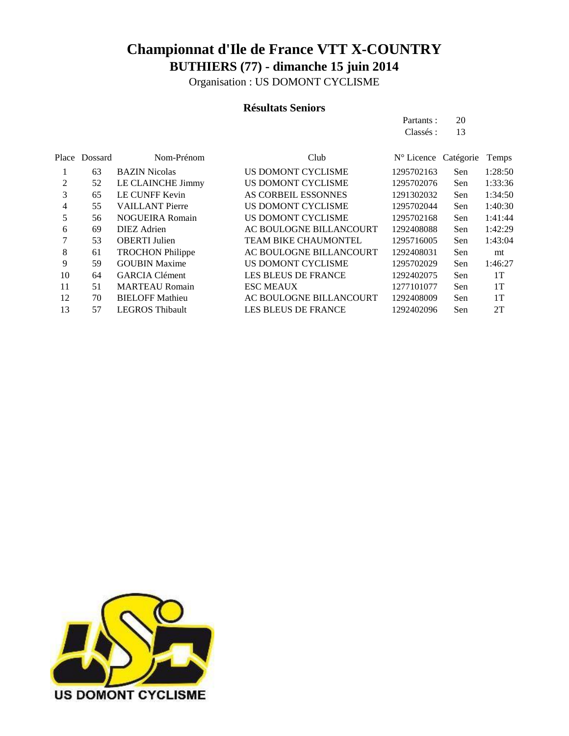# Championnat d'Ile de France VTT X-COUNTRY

## BUTHIERS (77) - dimanche 15 juin 2014

Organisation : US DOMONT CYCLISME

### Résultats Seniors

Partants : 20
Classés : 13

| Place | Dossard | Nom-Prénom | Club | N° Licence | Catégorie | Temps |
|---|---|---|---|---|---|---|
| 1 | 63 | BAZIN Nicolas | US DOMONT CYCLISME | 1295702163 | Sen | 1:28:50 |
| 2 | 52 | LE CLAINCHE Jimmy | US DOMONT CYCLISME | 1295702076 | Sen | 1:33:36 |
| 3 | 65 | LE CUNFF Kevin | AS CORBEIL ESSONNES | 1291302032 | Sen | 1:34:50 |
| 4 | 55 | VAILLANT Pierre | US DOMONT CYCLISME | 1295702044 | Sen | 1:40:30 |
| 5 | 56 | NOGUEIRA Romain | US DOMONT CYCLISME | 1295702168 | Sen | 1:41:44 |
| 6 | 69 | DIEZ Adrien | AC BOULOGNE BILLANCOURT | 1292408088 | Sen | 1:42:29 |
| 7 | 53 | OBERTI Julien | TEAM BIKE CHAUMONTEL | 1295716005 | Sen | 1:43:04 |
| 8 | 61 | TROCHON Philippe | AC BOULOGNE BILLANCOURT | 1292408031 | Sen | mt |
| 9 | 59 | GOUBIN Maxime | US DOMONT CYCLISME | 1295702029 | Sen | 1:46:27 |
| 10 | 64 | GARCIA Clément | LES BLEUS DE FRANCE | 1292402075 | Sen | 1T |
| 11 | 51 | MARTEAU Romain | ESC MEAUX | 1277101077 | Sen | 1T |
| 12 | 70 | BIELOFF Mathieu | AC BOULOGNE BILLANCOURT | 1292408009 | Sen | 1T |
| 13 | 57 | LEGROS Thibault | LES BLEUS DE FRANCE | 1292402096 | Sen | 2T |

US DOMONT CYCLISME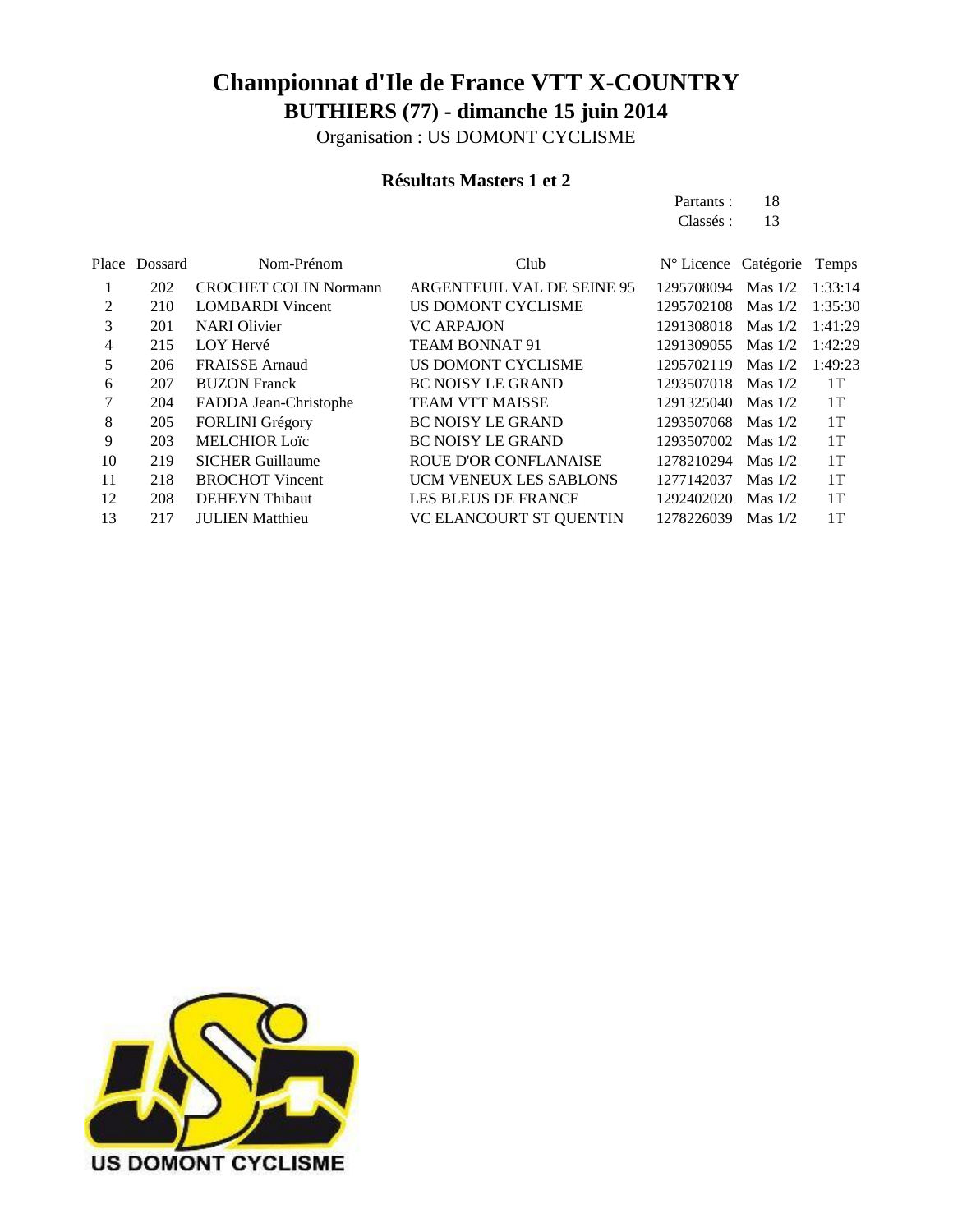# Championnat d'Ile de France VTT X-COUNTRY

## BUTHIERS (77) - dimanche 15 juin 2014

Organisation : US DOMONT CYCLISME

### Résultats Masters 1 et 2

Partants : 18
Classés : 13

| Place | Dossard | Nom-Prénom | Club | N° Licence | Catégorie | Temps |
|---|---|---|---|---|---|---|
| 1 | 202 | CROCHET COLIN Normann | ARGENTEUIL VAL DE SEINE 95 | 1295708094 | Mas 1/2 | 1:33:14 |
| 2 | 210 | LOMBARDI Vincent | US DOMONT CYCLISME | 1295702108 | Mas 1/2 | 1:35:30 |
| 3 | 201 | NARI Olivier | VC ARPAJON | 1291308018 | Mas 1/2 | 1:41:29 |
| 4 | 215 | LOY Hervé | TEAM BONNAT 91 | 1291309055 | Mas 1/2 | 1:42:29 |
| 5 | 206 | FRAISSE Arnaud | US DOMONT CYCLISME | 1295702119 | Mas 1/2 | 1:49:23 |
| 6 | 207 | BUZON Franck | BC NOISY LE GRAND | 1293507018 | Mas 1/2 | 1T |
| 7 | 204 | FADDA Jean-Christophe | TEAM VTT MAISSE | 1291325040 | Mas 1/2 | 1T |
| 8 | 205 | FORLINI Grégory | BC NOISY LE GRAND | 1293507068 | Mas 1/2 | 1T |
| 9 | 203 | MELCHIOR Loïc | BC NOISY LE GRAND | 1293507002 | Mas 1/2 | 1T |
| 10 | 219 | SICHER Guillaume | ROUE D'OR CONFLANAISE | 1278210294 | Mas 1/2 | 1T |
| 11 | 218 | BROCHOT Vincent | UCM VENEUX LES SABLONS | 1277142037 | Mas 1/2 | 1T |
| 12 | 208 | DEHEYN Thibaut | LES BLEUS DE FRANCE | 1292402020 | Mas 1/2 | 1T |
| 13 | 217 | JULIEN Matthieu | VC ELANCOURT ST QUENTIN | 1278226039 | Mas 1/2 | 1T |

US DOMONT CYCLISME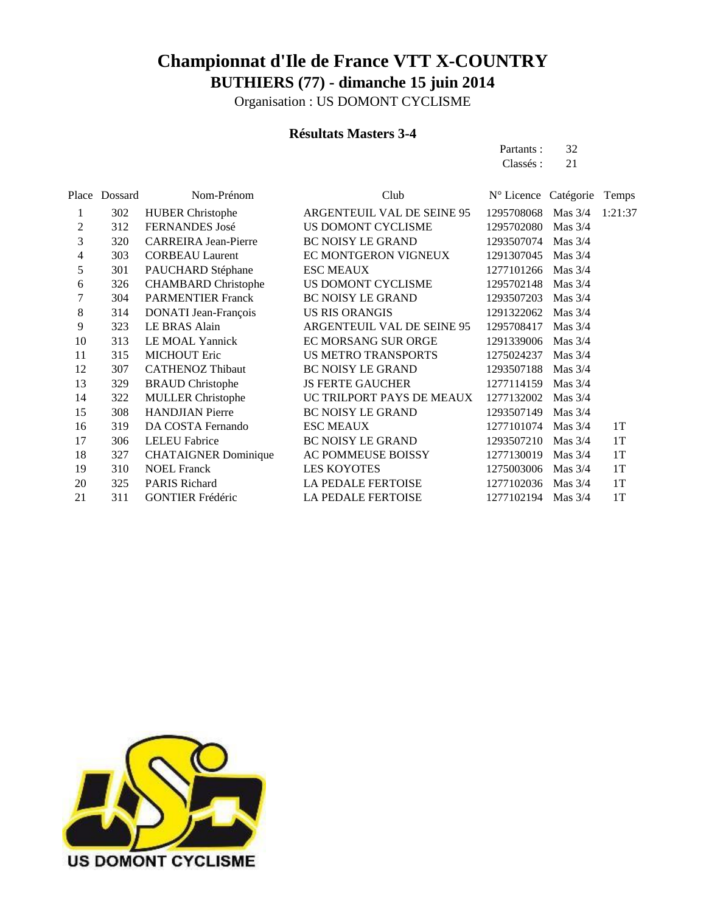# Championnat d'Ile de France VTT X-COUNTRY

## BUTHIERS (77) - dimanche 15 juin 2014

Organisation : US DOMONT CYCLISME

### Résultats Masters 3-4

Partants : 32
Classés : 21

| Place | Dossard | Nom-Prénom | Club | N° Licence | Catégorie | Temps |
|---|---|---|---|---|---|---|
| 1 | 302 | HUBER Christophe | ARGENTEUIL VAL DE SEINE 95 | 1295708068 | Mas 3/4 | 1:21:37 |
| 2 | 312 | FERNANDES José | US DOMONT CYCLISME | 1295702080 | Mas 3/4 | |
| 3 | 320 | CARREIRA Jean-Pierre | BC NOISY LE GRAND | 1293507074 | Mas 3/4 | |
| 4 | 303 | CORBEAU Laurent | EC MONTGERON VIGNEUX | 1291307045 | Mas 3/4 | |
| 5 | 301 | PAUCHARD Stéphane | ESC MEAUX | 1277101266 | Mas 3/4 | |
| 6 | 326 | CHAMBARD Christophe | US DOMONT CYCLISME | 1295702148 | Mas 3/4 | |
| 7 | 304 | PARMENTIER Franck | BC NOISY LE GRAND | 1293507203 | Mas 3/4 | |
| 8 | 314 | DONATI Jean-François | US RIS ORANGIS | 1291322062 | Mas 3/4 | |
| 9 | 323 | LE BRAS Alain | ARGENTEUIL VAL DE SEINE 95 | 1295708417 | Mas 3/4 | |
| 10 | 313 | LE MOAL Yannick | EC MORSANG SUR ORGE | 1291339006 | Mas 3/4 | |
| 11 | 315 | MICHOUT Eric | US METRO TRANSPORTS | 1275024237 | Mas 3/4 | |
| 12 | 307 | CATHENOZ Thibaut | BC NOISY LE GRAND | 1293507188 | Mas 3/4 | |
| 13 | 329 | BRAUD Christophe | JS FERTE GAUCHER | 1277114159 | Mas 3/4 | |
| 14 | 322 | MULLER Christophe | UC TRILPORT PAYS DE MEAUX | 1277132002 | Mas 3/4 | |
| 15 | 308 | HANDJIAN Pierre | BC NOISY LE GRAND | 1293507149 | Mas 3/4 | |
| 16 | 319 | DA COSTA Fernando | ESC MEAUX | 1277101074 | Mas 3/4 | 1T |
| 17 | 306 | LELEU Fabrice | BC NOISY LE GRAND | 1293507210 | Mas 3/4 | 1T |
| 18 | 327 | CHATAIGNER Dominique | AC POMMEUSE BOISSY | 1277130019 | Mas 3/4 | 1T |
| 19 | 310 | NOEL Franck | LES KOYOTES | 1275003006 | Mas 3/4 | 1T |
| 20 | 325 | PARIS Richard | LA PEDALE FERTOISE | 1277102036 | Mas 3/4 | 1T |
| 21 | 311 | GONTIER Frédéric | LA PEDALE FERTOISE | 1277102194 | Mas 3/4 | 1T |

US DOMONT CYCLISME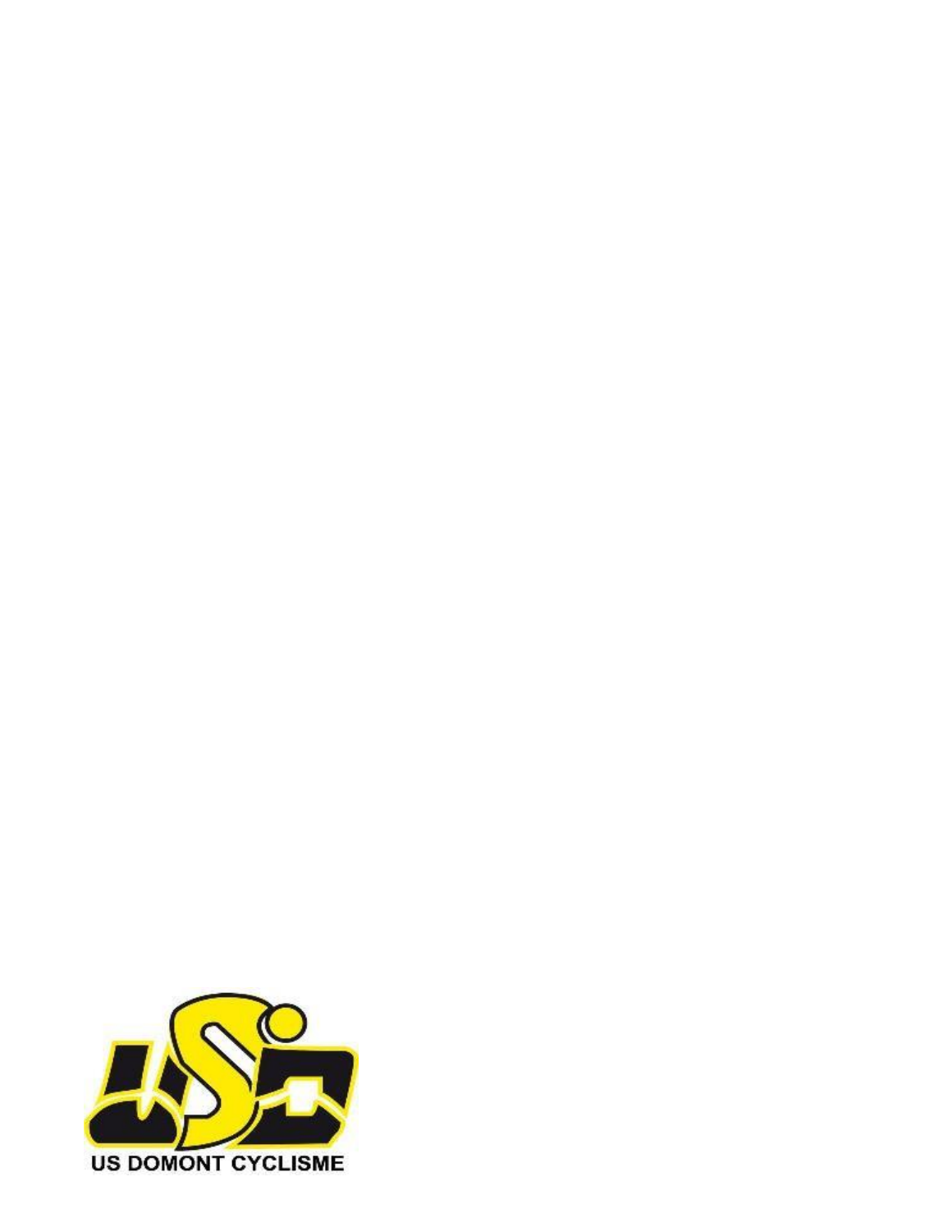US DOMONT CYCLISME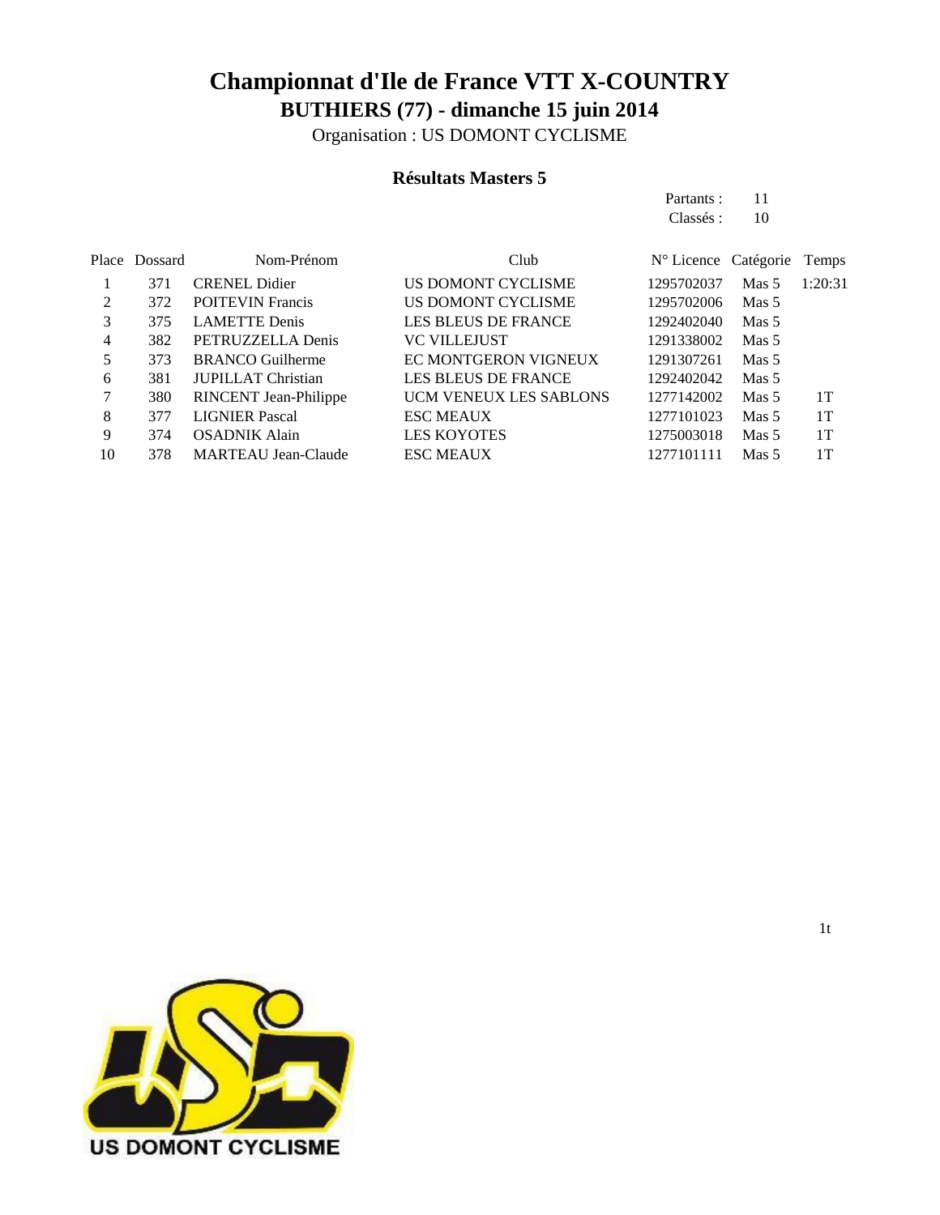# Championnat d'Ile de France VTT X-COUNTRY

## BUTHIERS (77) - dimanche 15 juin 2014

Organisation : US DOMONT CYCLISME

### Résultats Masters 5

Partants : 11
Classés : 10

| Place | Dossard | Nom-Prénom | Club | N° Licence | Catégorie | Temps |
|---|---|---|---|---|---|---|
| 1 | 371 | CRENEL Didier | US DOMONT CYCLISME | 1295702037 | Mas 5 | 1:20:31 |
| 2 | 372 | POITEVIN Francis | US DOMONT CYCLISME | 1295702006 | Mas 5 | |
| 3 | 375 | LAMETTE Denis | LES BLEUS DE FRANCE | 1292402040 | Mas 5 | |
| 4 | 382 | PETRUZZELLA Denis | VC VILLEJUST | 1291338002 | Mas 5 | |
| 5 | 373 | BRANCO Guilherme | EC MONTGERON VIGNEUX | 1291307261 | Mas 5 | |
| 6 | 381 | JUPILLAT Christian | LES BLEUS DE FRANCE | 1292402042 | Mas 5 | |
| 7 | 380 | RINCENT Jean-Philippe | UCM VENEUX LES SABLONS | 1277142002 | Mas 5 | 1T |
| 8 | 377 | LIGNIER Pascal | ESC MEAUX | 1277101023 | Mas 5 | 1T |
| 9 | 374 | OSADNIK Alain | LES KOYOTES | 1275003018 | Mas 5 | 1T |
| 10 | 378 | MARTEAU Jean-Claude | ESC MEAUX | 1277101111 | Mas 5 | 1T |

1t

US DOMONT CYCLISME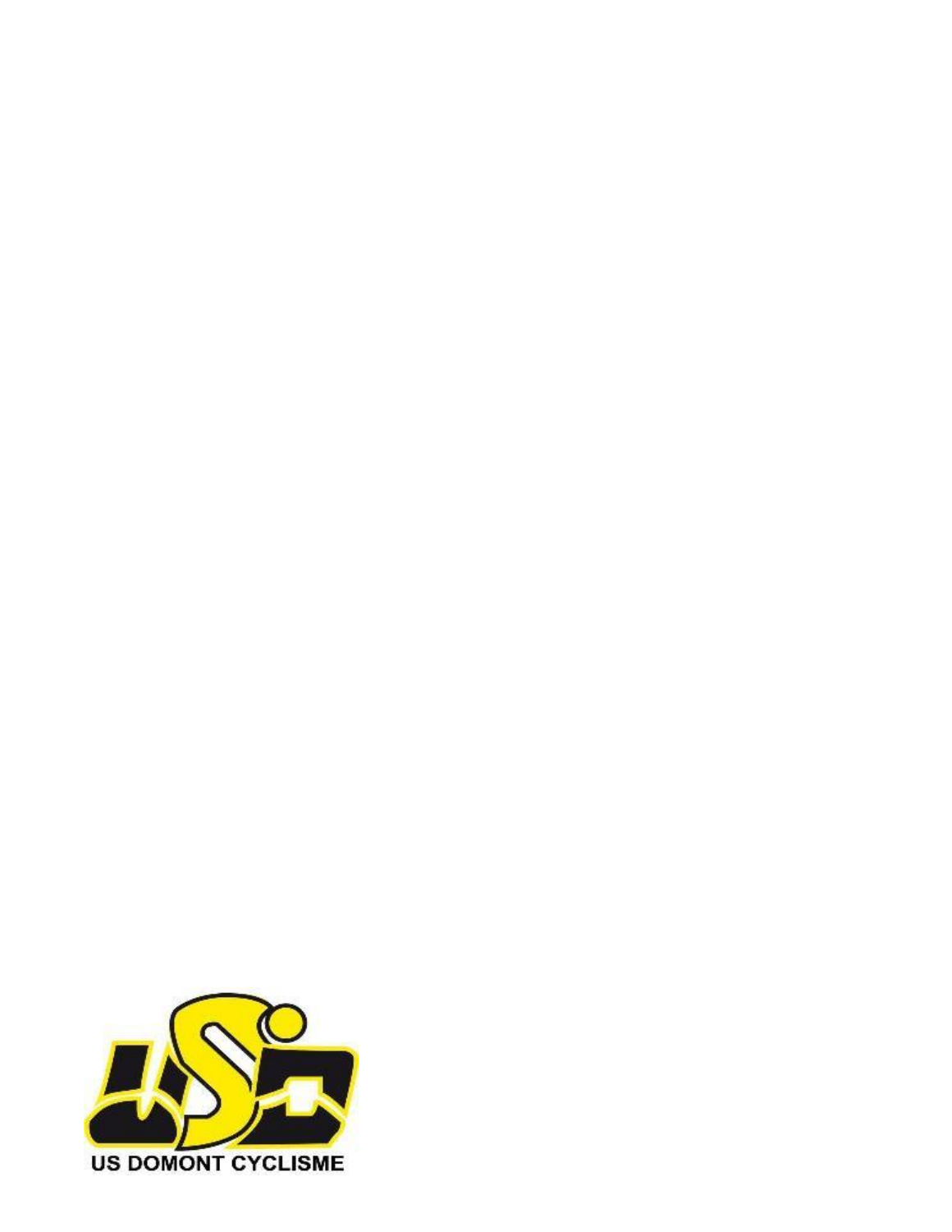US DOMONT CYCLISME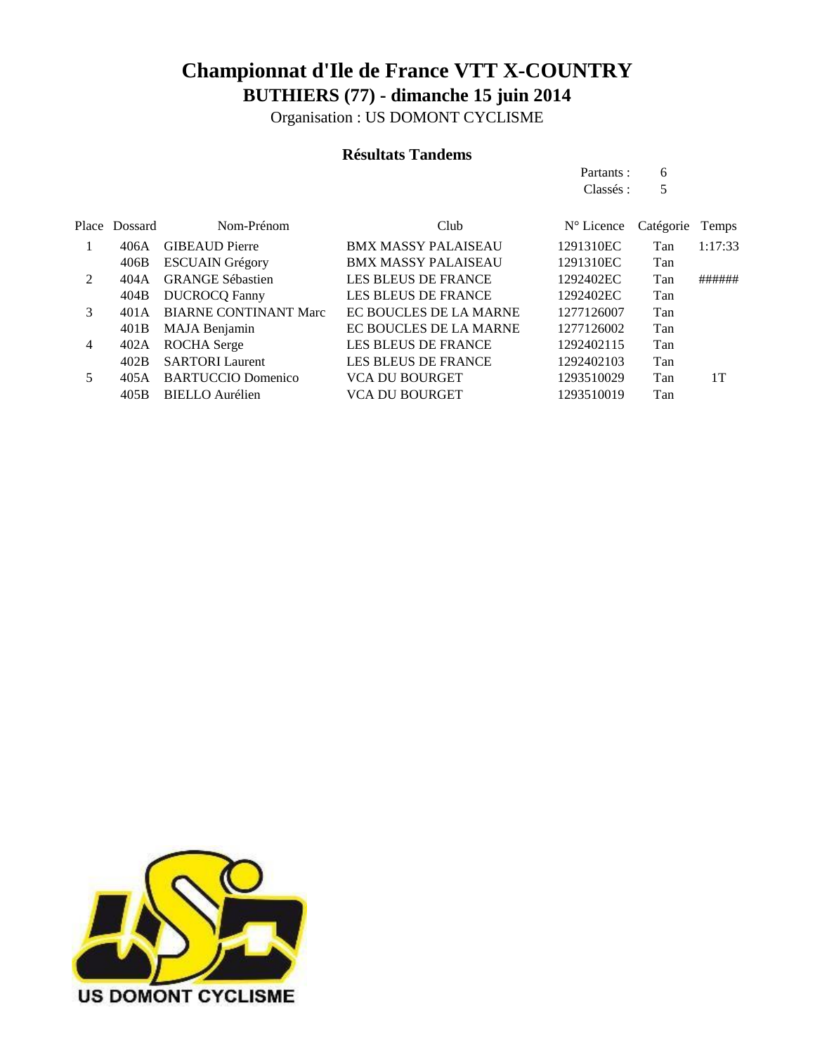# Championnat d'Ile de France VTT X-COUNTRY

## BUTHIERS (77) - dimanche 15 juin 2014

Organisation : US DOMONT CYCLISME

### Résultats Tandems

Partants : 6
Classés : 5

| Place | Dossard | Nom-Prénom | Club | N° Licence | Catégorie | Temps |
|---|---|---|---|---|---|---|
| 1 | 406A | GIBEAUD Pierre | BMX MASSY PALAISEAU | 1291310EC | Tan | 1:17:33 |
| | 406B | ESCUAIN Grégory | BMX MASSY PALAISEAU | 1291310EC | Tan | |
| 2 | 404A | GRANGE Sébastien | LES BLEUS DE FRANCE | 1292402EC | Tan | ###### |
| | 404B | DUCROCQ Fanny | LES BLEUS DE FRANCE | 1292402EC | Tan | |
| 3 | 401A | BIARNE CONTINANT Marc | EC BOUCLES DE LA MARNE | 1277126007 | Tan | |
| | 401B | MAJA Benjamin | EC BOUCLES DE LA MARNE | 1277126002 | Tan | |
| 4 | 402A | ROCHA Serge | LES BLEUS DE FRANCE | 1292402115 | Tan | |
| | 402B | SARTORI Laurent | LES BLEUS DE FRANCE | 1292402103 | Tan | |
| 5 | 405A | BARTUCCIO Domenico | VCA DU BOURGET | 1293510029 | Tan | 1T |
| | 405B | BIELLO Aurélien | VCA DU BOURGET | 1293510019 | Tan | |

US DOMONT CYCLISME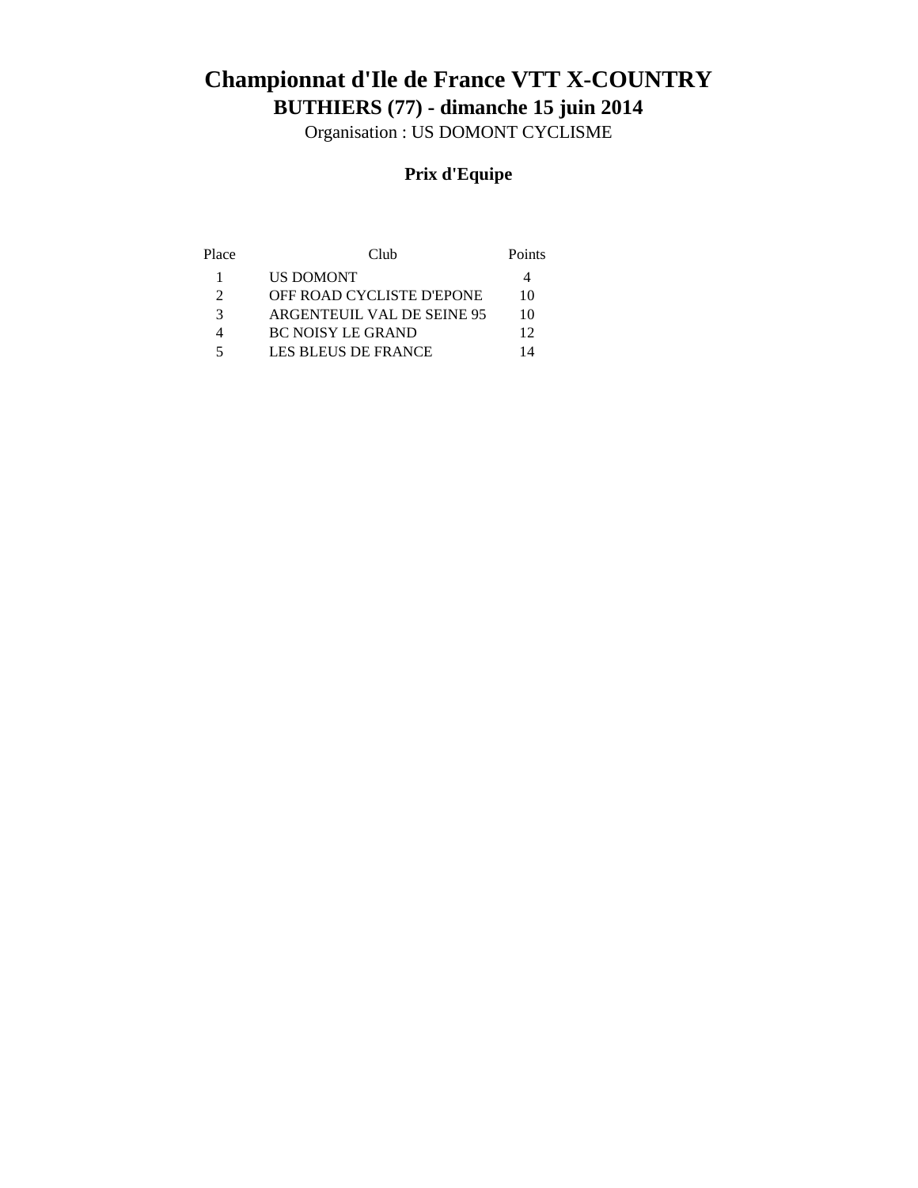# Championnat d'Ile de France VTT X-COUNTRY

## BUTHIERS (77) - dimanche 15 juin 2014

Organisation : US DOMONT CYCLISME

### Prix d'Equipe

| Place | Club | Points |
|---|---|---|
| 1 | US DOMONT | 4 |
| 2 | OFF ROAD CYCLISTE D'EPONE | 10 |
| 3 | ARGENTEUIL VAL DE SEINE 95 | 10 |
| 4 | BC NOISY LE GRAND | 12 |
| 5 | LES BLEUS DE FRANCE | 14 |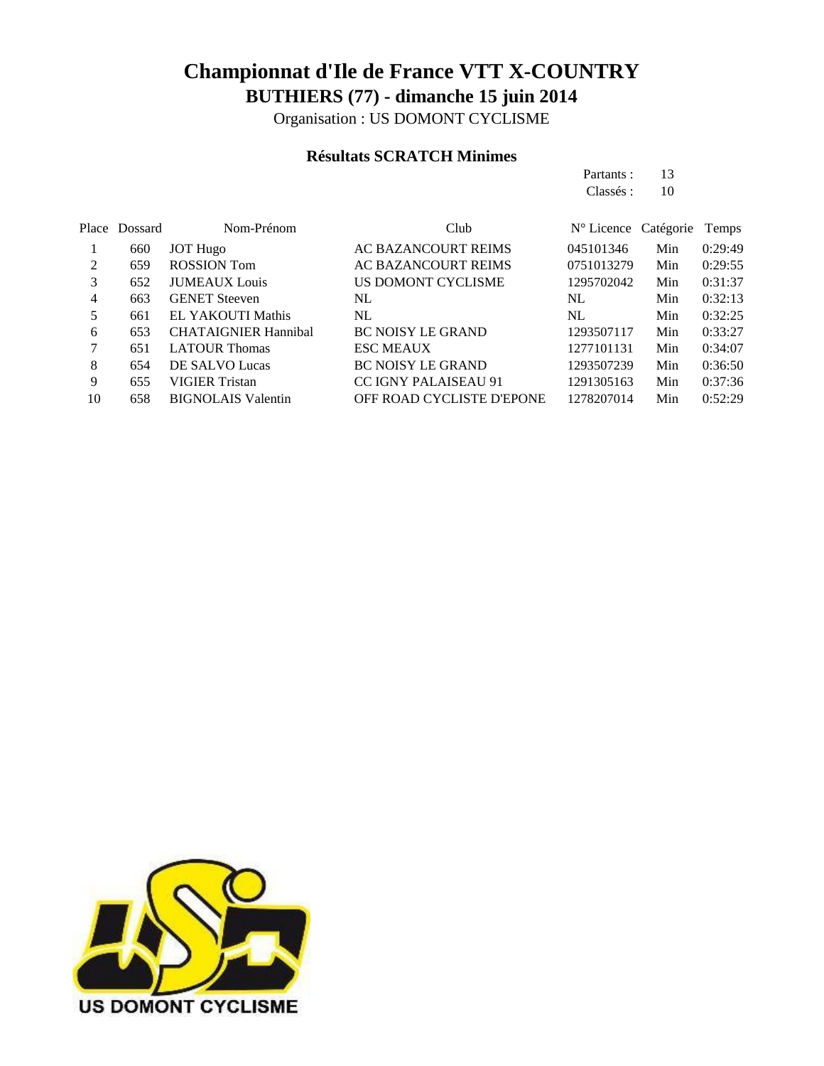# Championnat d'Ile de France VTT X-COUNTRY

## BUTHIERS (77) - dimanche 15 juin 2014

Organisation : US DOMONT CYCLISME

### Résultats SCRATCH Minimes

Partants : 13
Classés : 10

| Place | Dossard | Nom-Prénom | Club | N° Licence | Catégorie | Temps |
|---|---|---|---|---|---|---|
| 1 | 660 | JOT Hugo | AC BAZANCOURT REIMS | 045101346 | Min | 0:29:49 |
| 2 | 659 | ROSSION Tom | AC BAZANCOURT REIMS | 0751013279 | Min | 0:29:55 |
| 3 | 652 | JUMEAUX Louis | US DOMONT CYCLISME | 1295702042 | Min | 0:31:37 |
| 4 | 663 | GENET Steeven | NL | NL | Min | 0:32:13 |
| 5 | 661 | EL YAKOUTI Mathis | NL | NL | Min | 0:32:25 |
| 6 | 653 | CHATAIGNIER Hannibal | BC NOISY LE GRAND | 1293507117 | Min | 0:33:27 |
| 7 | 651 | LATOUR Thomas | ESC MEAUX | 1277101131 | Min | 0:34:07 |
| 8 | 654 | DE SALVO Lucas | BC NOISY LE GRAND | 1293507239 | Min | 0:36:50 |
| 9 | 655 | VIGIER Tristan | CC IGNY PALAISEAU 91 | 1291305163 | Min | 0:37:36 |
| 10 | 658 | BIGNOLAIS Valentin | OFF ROAD CYCLISTE D'EPONE | 1278207014 | Min | 0:52:29 |

US DOMONT CYCLISME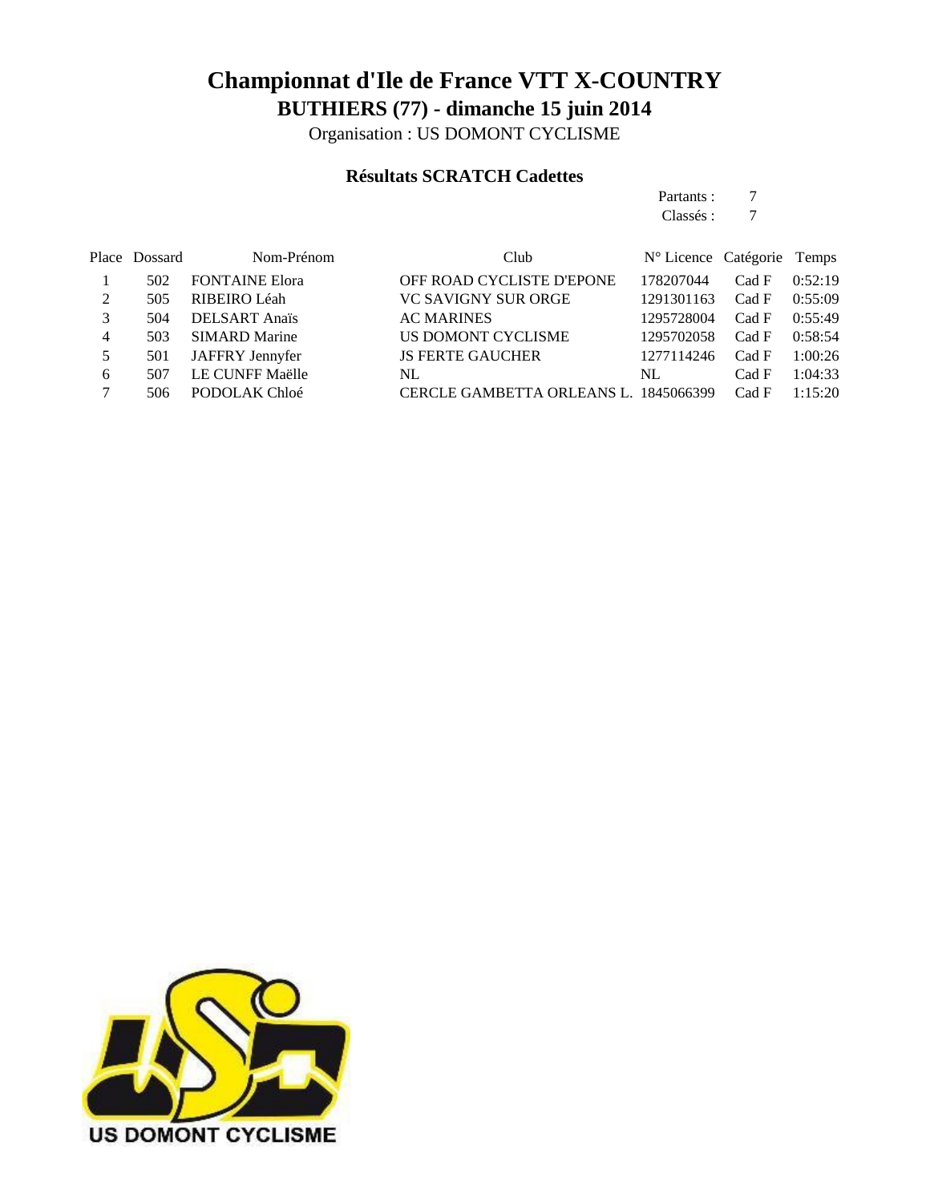# Championnat d'Ile de France VTT X-COUNTRY

## BUTHIERS (77) - dimanche 15 juin 2014

Organisation : US DOMONT CYCLISME

### Résultats SCRATCH Cadettes

Partants : 7
Classés : 7

| Place | Dossard | Nom-Prénom | Club | N° Licence | Catégorie | Temps |
|---|---|---|---|---|---|---|
| 1 | 502 | FONTAINE Elora | OFF ROAD CYCLISTE D'EPONE | 178207044 | Cad F | 0:52:19 |
| 2 | 505 | RIBEIRO Léah | VC SAVIGNY SUR ORGE | 1291301163 | Cad F | 0:55:09 |
| 3 | 504 | DELSART Anaïs | AC MARINES | 1295728004 | Cad F | 0:55:49 |
| 4 | 503 | SIMARD Marine | US DOMONT CYCLISME | 1295702058 | Cad F | 0:58:54 |
| 5 | 501 | JAFFRY Jennyfer | JS FERTE GAUCHER | 1277114246 | Cad F | 1:00:26 |
| 6 | 507 | LE CUNFF Maëlle | NL | NL | Cad F | 1:04:33 |
| 7 | 506 | PODOLAK Chloé | CERCLE GAMBETTA ORLEANS L. | 1845066399 | Cad F | 1:15:20 |

US DOMONT CYCLISME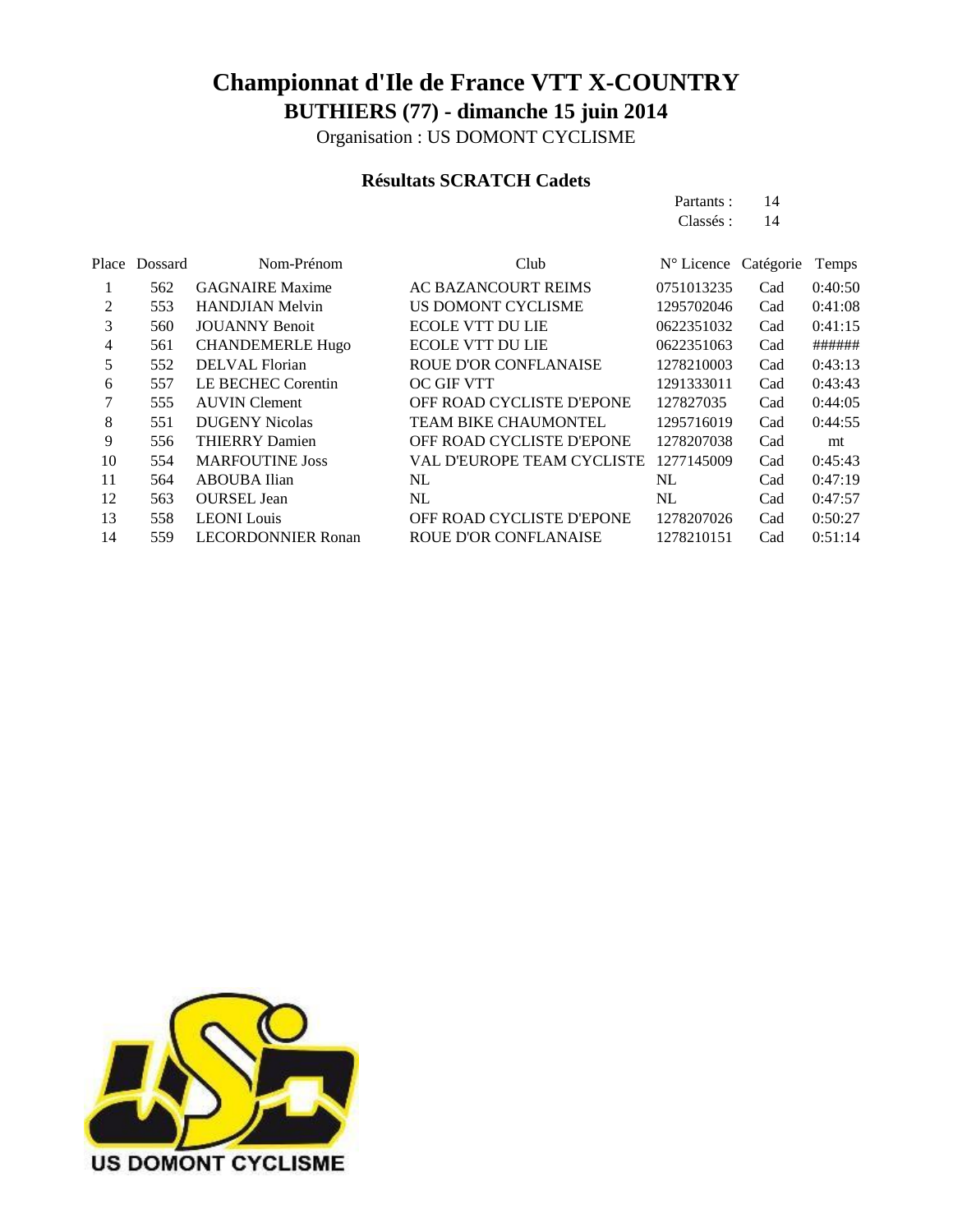# Championnat d'Ile de France VTT X-COUNTRY

## BUTHIERS (77) - dimanche 15 juin 2014

Organisation : US DOMONT CYCLISME

### Résultats SCRATCH Cadets

Partants : 14
Classés : 14

| Place | Dossard | Nom-Prénom | Club | N° Licence | Catégorie | Temps |
|---|---|---|---|---|---|---|
| 1 | 562 | GAGNAIRE Maxime | AC BAZANCOURT REIMS | 0751013235 | Cad | 0:40:50 |
| 2 | 553 | HANDJIAN Melvin | US DOMONT CYCLISME | 1295702046 | Cad | 0:41:08 |
| 3 | 560 | JOUANNY Benoit | ECOLE VTT DU LIE | 0622351032 | Cad | 0:41:15 |
| 4 | 561 | CHANDEMERLE Hugo | ECOLE VTT DU LIE | 0622351063 | Cad | ###### |
| 5 | 552 | DELVAL Florian | ROUE D'OR CONFLANAISE | 1278210003 | Cad | 0:43:13 |
| 6 | 557 | LE BECHEC Corentin | OC GIF VTT | 1291333011 | Cad | 0:43:43 |
| 7 | 555 | AUVIN Clement | OFF ROAD CYCLISTE D'EPONE | 127827035 | Cad | 0:44:05 |
| 8 | 551 | DUGENY Nicolas | TEAM BIKE CHAUMONTEL | 1295716019 | Cad | 0:44:55 |
| 9 | 556 | THIERRY Damien | OFF ROAD CYCLISTE D'EPONE | 1278207038 | Cad | mt |
| 10 | 554 | MARFOUTINE Joss | VAL D'EUROPE TEAM CYCLISTE | 1277145009 | Cad | 0:45:43 |
| 11 | 564 | ABOUBA Ilian | NL | NL | Cad | 0:47:19 |
| 12 | 563 | OURSEL Jean | NL | NL | Cad | 0:47:57 |
| 13 | 558 | LEONI Louis | OFF ROAD CYCLISTE D'EPONE | 1278207026 | Cad | 0:50:27 |
| 14 | 559 | LECORDONNIER Ronan | ROUE D'OR CONFLANAISE | 1278210151 | Cad | 0:51:14 |

US DOMONT CYCLISME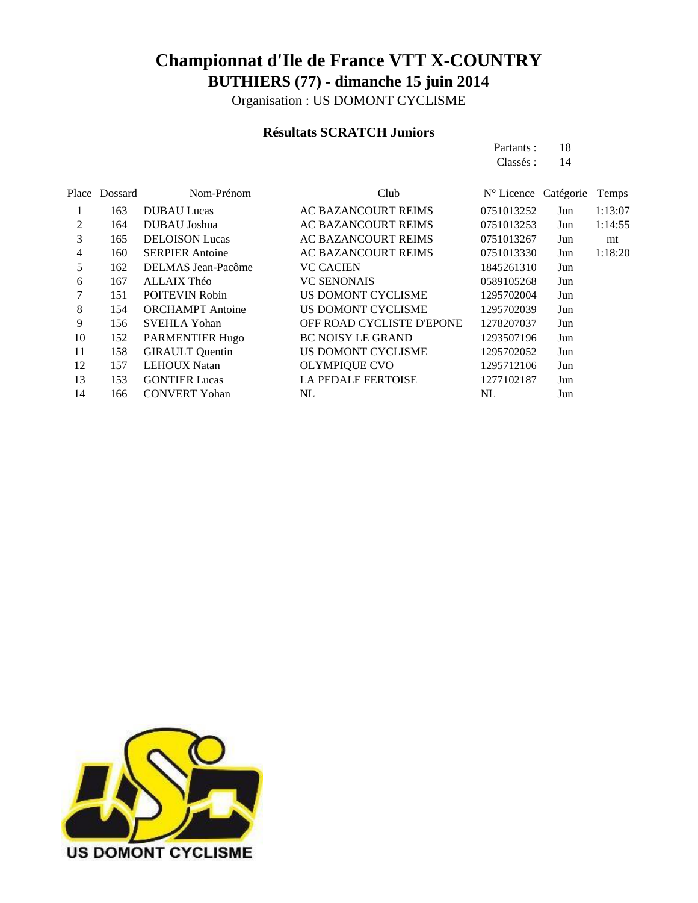# Championnat d'Ile de France VTT X-COUNTRY

## BUTHIERS (77) - dimanche 15 juin 2014

Organisation : US DOMONT CYCLISME

### Résultats SCRATCH Juniors

Partants : 18
Classés : 14

| Place | Dossard | Nom-Prénom | Club | N° Licence | Catégorie | Temps |
|---|---|---|---|---|---|---|
| 1 | 163 | DUBAU Lucas | AC BAZANCOURT REIMS | 0751013252 | Jun | 1:13:07 |
| 2 | 164 | DUBAU Joshua | AC BAZANCOURT REIMS | 0751013253 | Jun | 1:14:55 |
| 3 | 165 | DELOISON Lucas | AC BAZANCOURT REIMS | 0751013267 | Jun | mt |
| 4 | 160 | SERPIER Antoine | AC BAZANCOURT REIMS | 0751013330 | Jun | 1:18:20 |
| 5 | 162 | DELMAS Jean-Pacôme | VC CACIEN | 1845261310 | Jun | |
| 6 | 167 | ALLAIX Théo | VC SENONAIS | 0589105268 | Jun | |
| 7 | 151 | POITEVIN Robin | US DOMONT CYCLISME | 1295702004 | Jun | |
| 8 | 154 | ORCHAMPT Antoine | US DOMONT CYCLISME | 1295702039 | Jun | |
| 9 | 156 | SVEHLA Yohan | OFF ROAD CYCLISTE D'EPONE | 1278207037 | Jun | |
| 10 | 152 | PARMENTIER Hugo | BC NOISY LE GRAND | 1293507196 | Jun | |
| 11 | 158 | GIRAULT Quentin | US DOMONT CYCLISME | 1295702052 | Jun | |
| 12 | 157 | LEHOUX Natan | OLYMPIQUE CVO | 1295712106 | Jun | |
| 13 | 153 | GONTIER Lucas | LA PEDALE FERTOISE | 1277102187 | Jun | |
| 14 | 166 | CONVERT Yohan | NL | NL | Jun | |

US DOMONT CYCLISME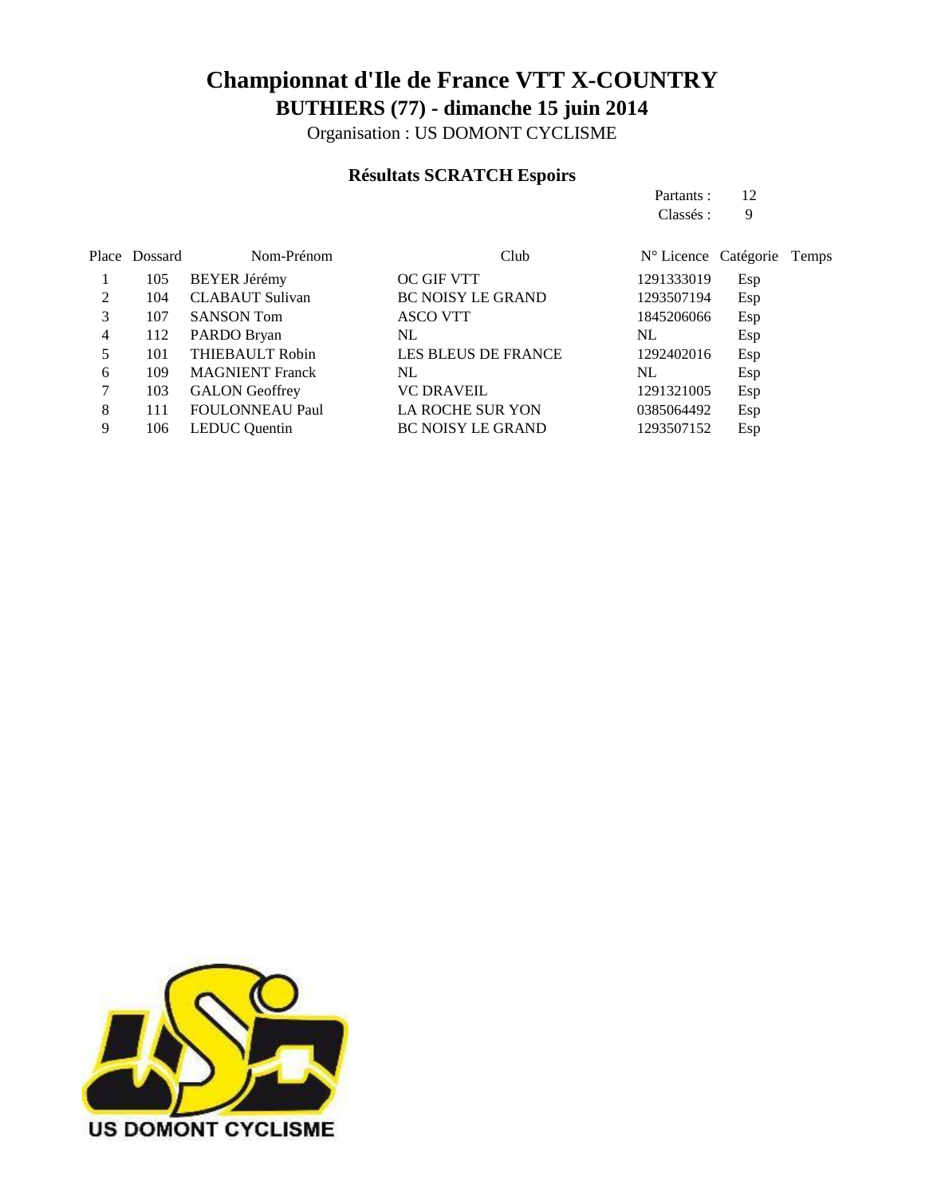# Championnat d'Ile de France VTT X-COUNTRY

## BUTHIERS (77) - dimanche 15 juin 2014

Organisation : US DOMONT CYCLISME

### Résultats SCRATCH Espoirs

Partants : 12
Classés : 9

| Place | Dossard | Nom-Prénom | Club | N° Licence | Catégorie | Temps |
|---|---|---|---|---|---|---|
| 1 | 105 | BEYER Jérémy | OC GIF VTT | 1291333019 | Esp | |
| 2 | 104 | CLABAUT Sulivan | BC NOISY LE GRAND | 1293507194 | Esp | |
| 3 | 107 | SANSON Tom | ASCO VTT | 1845206066 | Esp | |
| 4 | 112 | PARDO Bryan | NL | NL | Esp | |
| 5 | 101 | THIEBAULT Robin | LES BLEUS DE FRANCE | 1292402016 | Esp | |
| 6 | 109 | MAGNIENT Franck | NL | NL | Esp | |
| 7 | 103 | GALON Geoffrey | VC DRAVEIL | 1291321005 | Esp | |
| 8 | 111 | FOULONNEAU Paul | LA ROCHE SUR YON | 0385064492 | Esp | |
| 9 | 106 | LEDUC Quentin | BC NOISY LE GRAND | 1293507152 | Esp | |

US DOMONT CYCLISME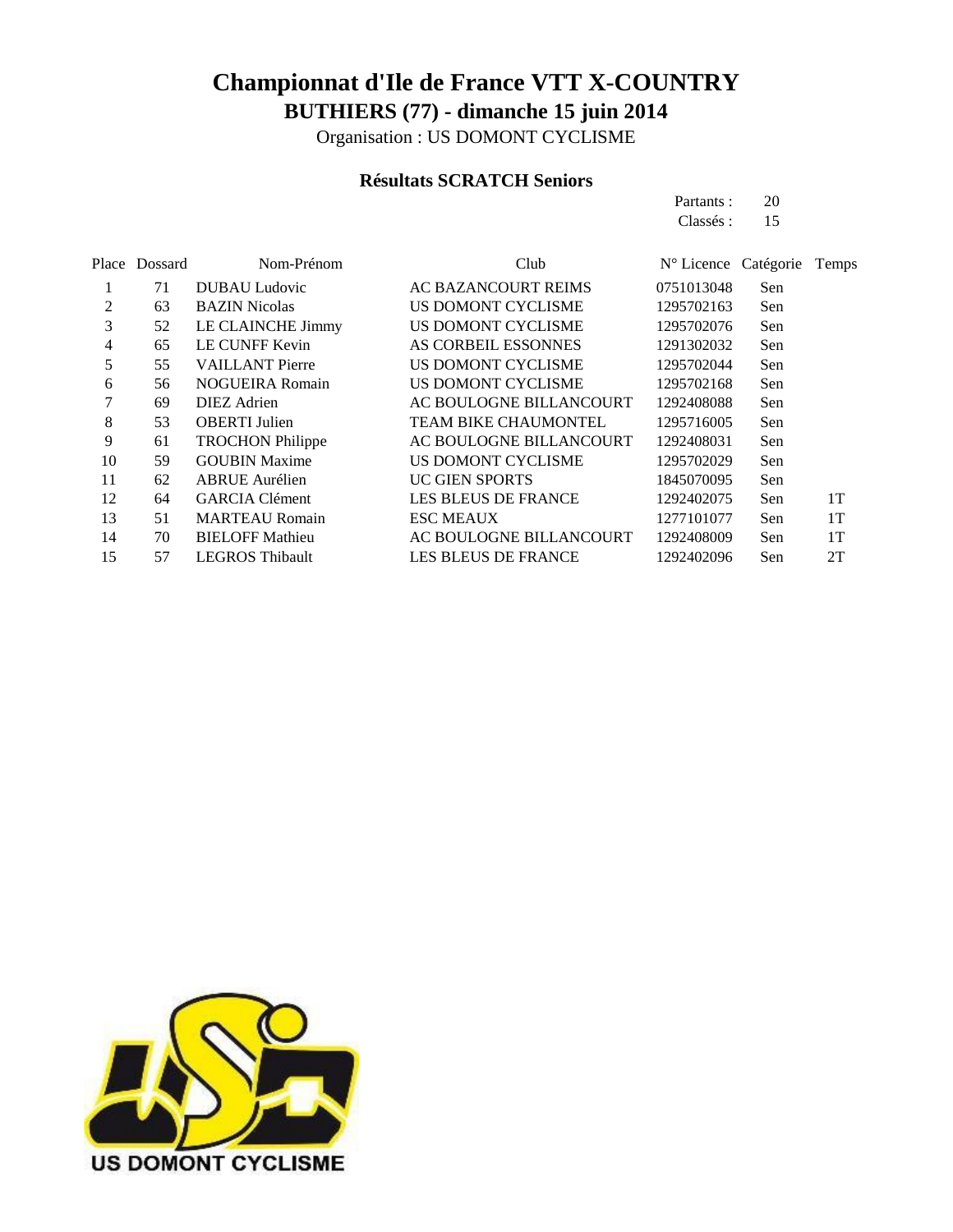# Championnat d'Ile de France VTT X-COUNTRY

## BUTHIERS (77) - dimanche 15 juin 2014

Organisation : US DOMONT CYCLISME

### Résultats SCRATCH Seniors

Partants : 20
Classés : 15

| Place | Dossard | Nom-Prénom | Club | N° Licence | Catégorie | Temps |
|---|---|---|---|---|---|---|
| 1 | 71 | DUBAU Ludovic | AC BAZANCOURT REIMS | 0751013048 | Sen | |
| 2 | 63 | BAZIN Nicolas | US DOMONT CYCLISME | 1295702163 | Sen | |
| 3 | 52 | LE CLAINCHE Jimmy | US DOMONT CYCLISME | 1295702076 | Sen | |
| 4 | 65 | LE CUNFF Kevin | AS CORBEIL ESSONNES | 1291302032 | Sen | |
| 5 | 55 | VAILLANT Pierre | US DOMONT CYCLISME | 1295702044 | Sen | |
| 6 | 56 | NOGUEIRA Romain | US DOMONT CYCLISME | 1295702168 | Sen | |
| 7 | 69 | DIEZ Adrien | AC BOULOGNE BILLANCOURT | 1292408088 | Sen | |
| 8 | 53 | OBERTI Julien | TEAM BIKE CHAUMONTEL | 1295716005 | Sen | |
| 9 | 61 | TROCHON Philippe | AC BOULOGNE BILLANCOURT | 1292408031 | Sen | |
| 10 | 59 | GOUBIN Maxime | US DOMONT CYCLISME | 1295702029 | Sen | |
| 11 | 62 | ABRUE Aurélien | UC GIEN SPORTS | 1845070095 | Sen | |
| 12 | 64 | GARCIA Clément | LES BLEUS DE FRANCE | 1292402075 | Sen | 1T |
| 13 | 51 | MARTEAU Romain | ESC MEAUX | 1277101077 | Sen | 1T |
| 14 | 70 | BIELOFF Mathieu | AC BOULOGNE BILLANCOURT | 1292408009 | Sen | 1T |
| 15 | 57 | LEGROS Thibault | LES BLEUS DE FRANCE | 1292402096 | Sen | 2T |

US DOMONT CYCLISME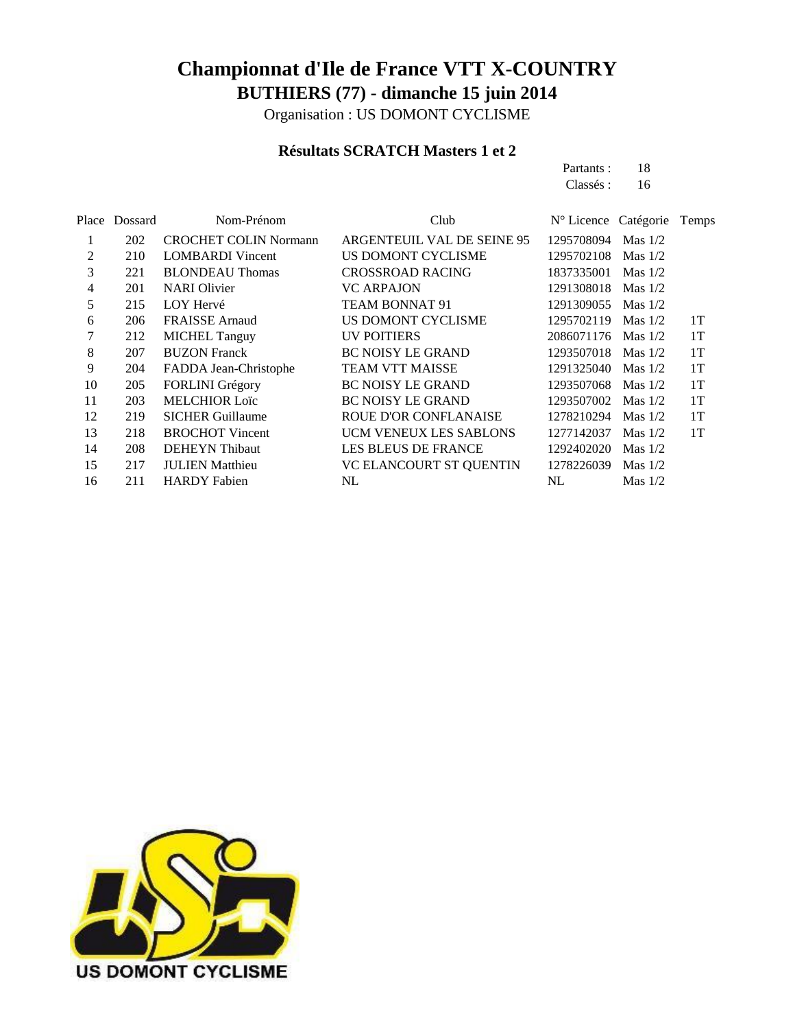# Championnat d'Ile de France VTT X-COUNTRY

## BUTHIERS (77) - dimanche 15 juin 2014

Organisation : US DOMONT CYCLISME

### Résultats SCRATCH Masters 1 et 2

Partants : 18
Classés : 16

| Place | Dossard | Nom-Prénom | Club | N° Licence | Catégorie | Temps |
|---|---|---|---|---|---|---|
| 1 | 202 | CROCHET COLIN Normann | ARGENTEUIL VAL DE SEINE 95 | 1295708094 | Mas 1/2 | |
| 2 | 210 | LOMBARDI Vincent | US DOMONT CYCLISME | 1295702108 | Mas 1/2 | |
| 3 | 221 | BLONDEAU Thomas | CROSSROAD RACING | 1837335001 | Mas 1/2 | |
| 4 | 201 | NARI Olivier | VC ARPAJON | 1291308018 | Mas 1/2 | |
| 5 | 215 | LOY Hervé | TEAM BONNAT 91 | 1291309055 | Mas 1/2 | |
| 6 | 206 | FRAISSE Arnaud | US DOMONT CYCLISME | 1295702119 | Mas 1/2 | 1T |
| 7 | 212 | MICHEL Tanguy | UV POITIERS | 2086071176 | Mas 1/2 | 1T |
| 8 | 207 | BUZON Franck | BC NOISY LE GRAND | 1293507018 | Mas 1/2 | 1T |
| 9 | 204 | FADDA Jean-Christophe | TEAM VTT MAISSE | 1291325040 | Mas 1/2 | 1T |
| 10 | 205 | FORLINI Grégory | BC NOISY LE GRAND | 1293507068 | Mas 1/2 | 1T |
| 11 | 203 | MELCHIOR Loïc | BC NOISY LE GRAND | 1293507002 | Mas 1/2 | 1T |
| 12 | 219 | SICHER Guillaume | ROUE D'OR CONFLANAISE | 1278210294 | Mas 1/2 | 1T |
| 13 | 218 | BROCHOT Vincent | UCM VENEUX LES SABLONS | 1277142037 | Mas 1/2 | 1T |
| 14 | 208 | DEHEYN Thibaut | LES BLEUS DE FRANCE | 1292402020 | Mas 1/2 | |
| 15 | 217 | JULIEN Matthieu | VC ELANCOURT ST QUENTIN | 1278226039 | Mas 1/2 | |
| 16 | 211 | HARDY Fabien | NL | NL | Mas 1/2 | |

US DOMONT CYCLISME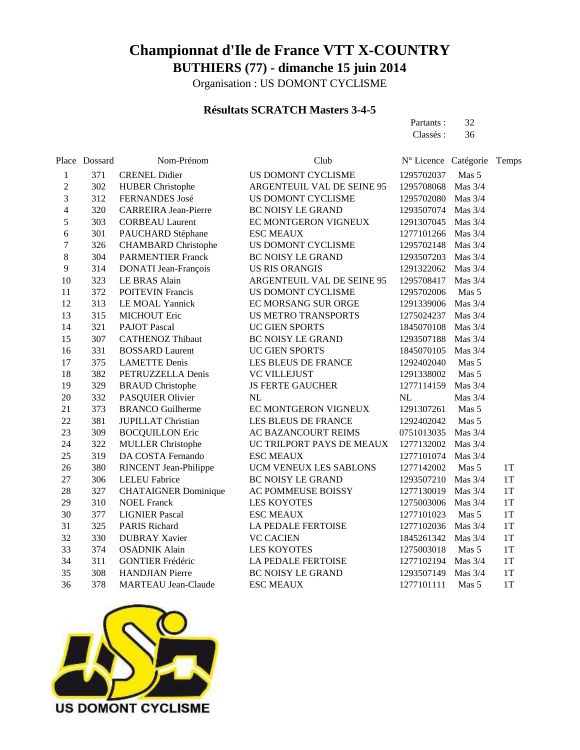# Championnat d'Ile de France VTT X-COUNTRY

## BUTHIERS (77) - dimanche 15 juin 2014

Organisation : US DOMONT CYCLISME

### Résultats SCRATCH Masters 3-4-5

Partants : 32
Classés : 36

| Place | Dossard | Nom-Prénom | Club | N° Licence | Catégorie | Temps |
|---|---|---|---|---|---|---|
| 1 | 371 | CRENEL Didier | US DOMONT CYCLISME | 1295702037 | Mas 5 | |
| 2 | 302 | HUBER Christophe | ARGENTEUIL VAL DE SEINE 95 | 1295708068 | Mas 3/4 | |
| 3 | 312 | FERNANDES José | US DOMONT CYCLISME | 1295702080 | Mas 3/4 | |
| 4 | 320 | CARREIRA Jean-Pierre | BC NOISY LE GRAND | 1293507074 | Mas 3/4 | |
| 5 | 303 | CORBEAU Laurent | EC MONTGERON VIGNEUX | 1291307045 | Mas 3/4 | |
| 6 | 301 | PAUCHARD Stéphane | ESC MEAUX | 1277101266 | Mas 3/4 | |
| 7 | 326 | CHAMBARD Christophe | US DOMONT CYCLISME | 1295702148 | Mas 3/4 | |
| 8 | 304 | PARMENTIER Franck | BC NOISY LE GRAND | 1293507203 | Mas 3/4 | |
| 9 | 314 | DONATI Jean-François | US RIS ORANGIS | 1291322062 | Mas 3/4 | |
| 10 | 323 | LE BRAS Alain | ARGENTEUIL VAL DE SEINE 95 | 1295708417 | Mas 3/4 | |
| 11 | 372 | POITEVIN Francis | US DOMONT CYCLISME | 1295702006 | Mas 5 | |
| 12 | 313 | LE MOAL Yannick | EC MORSANG SUR ORGE | 1291339006 | Mas 3/4 | |
| 13 | 315 | MICHOUT Eric | US METRO TRANSPORTS | 1275024237 | Mas 3/4 | |
| 14 | 321 | PAJOT Pascal | UC GIEN SPORTS | 1845070108 | Mas 3/4 | |
| 15 | 307 | CATHENOZ Thibaut | BC NOISY LE GRAND | 1293507188 | Mas 3/4 | |
| 16 | 331 | BOSSARD Laurent | UC GIEN SPORTS | 1845070105 | Mas 3/4 | |
| 17 | 375 | LAMETTE Denis | LES BLEUS DE FRANCE | 1292402040 | Mas 5 | |
| 18 | 382 | PETRUZZELLA Denis | VC VILLEJUST | 1291338002 | Mas 5 | |
| 19 | 329 | BRAUD Christophe | JS FERTE GAUCHER | 1277114159 | Mas 3/4 | |
| 20 | 332 | PASQUIER Olivier | NL | NL | Mas 3/4 | |
| 21 | 373 | BRANCO Guilherme | EC MONTGERON VIGNEUX | 1291307261 | Mas 5 | |
| 22 | 381 | JUPILLAT Christian | LES BLEUS DE FRANCE | 1292402042 | Mas 5 | |
| 23 | 309 | BOCQUILLON Eric | AC BAZANCOURT REIMS | 0751013035 | Mas 3/4 | |
| 24 | 322 | MULLER Christophe | UC TRILPORT PAYS DE MEAUX | 1277132002 | Mas 3/4 | |
| 25 | 319 | DA COSTA Fernando | ESC MEAUX | 1277101074 | Mas 3/4 | |
| 26 | 380 | RINCENT Jean-Philippe | UCM VENEUX LES SABLONS | 1277142002 | Mas 5 | 1T |
| 27 | 306 | LELEU Fabrice | BC NOISY LE GRAND | 1293507210 | Mas 3/4 | 1T |
| 28 | 327 | CHATAIGNER Dominique | AC POMMEUSE BOISSY | 1277130019 | Mas 3/4 | 1T |
| 29 | 310 | NOEL Franck | LES KOYOTES | 1275003006 | Mas 3/4 | 1T |
| 30 | 377 | LIGNIER Pascal | ESC MEAUX | 1277101023 | Mas 5 | 1T |
| 31 | 325 | PARIS Richard | LA PEDALE FERTOISE | 1277102036 | Mas 3/4 | 1T |
| 32 | 330 | DUBRAY Xavier | VC CACIEN | 1845261342 | Mas 3/4 | 1T |
| 33 | 374 | OSADNIK Alain | LES KOYOTES | 1275003018 | Mas 5 | 1T |
| 34 | 311 | GONTIER Frédéric | LA PEDALE FERTOISE | 1277102194 | Mas 3/4 | 1T |
| 35 | 308 | HANDJIAN Pierre | BC NOISY LE GRAND | 1293507149 | Mas 3/4 | 1T |
| 36 | 378 | MARTEAU Jean-Claude | ESC MEAUX | 1277101111 | Mas 5 | 1T |

US DOMONT CYCLISME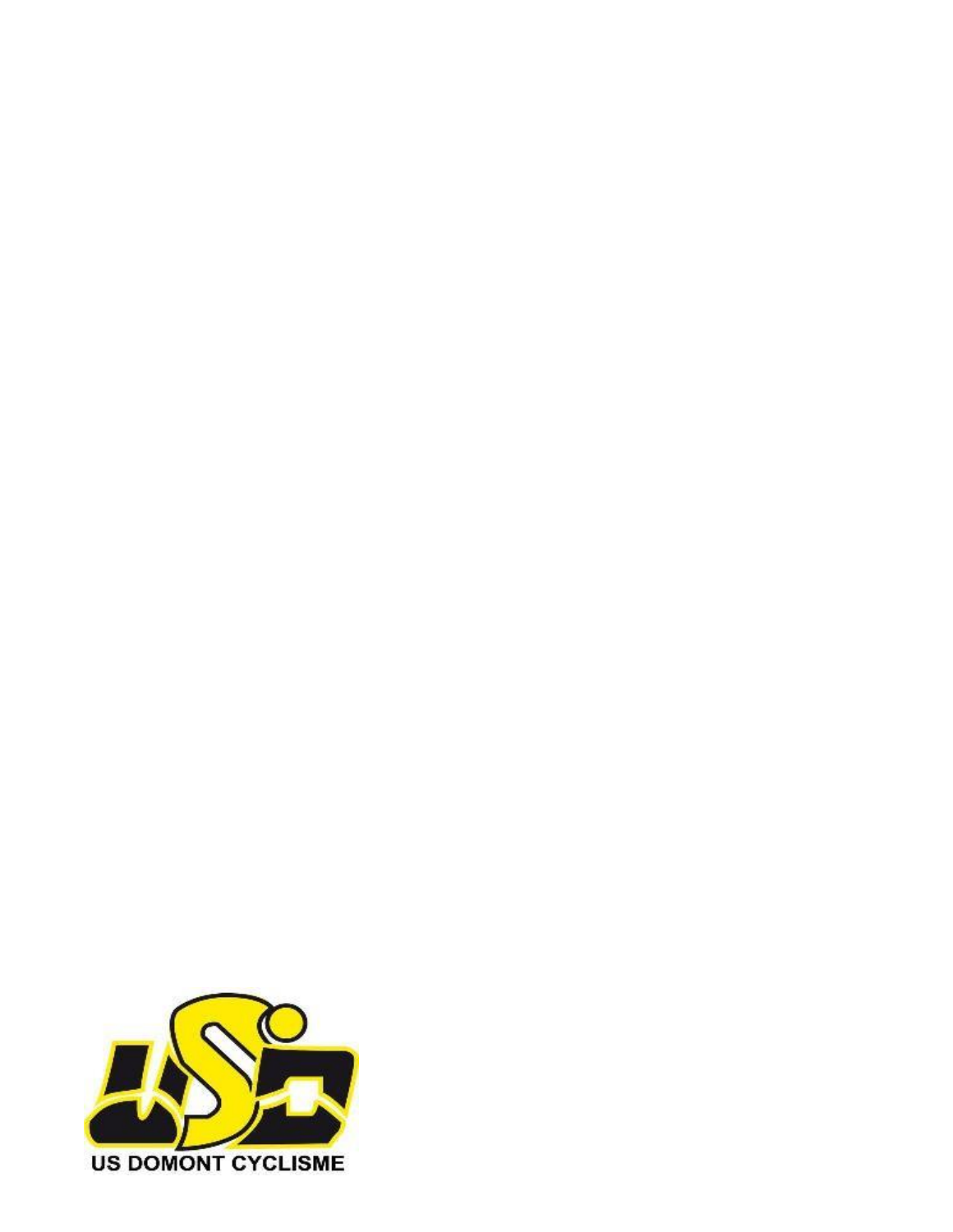US DOMONT CYCLISME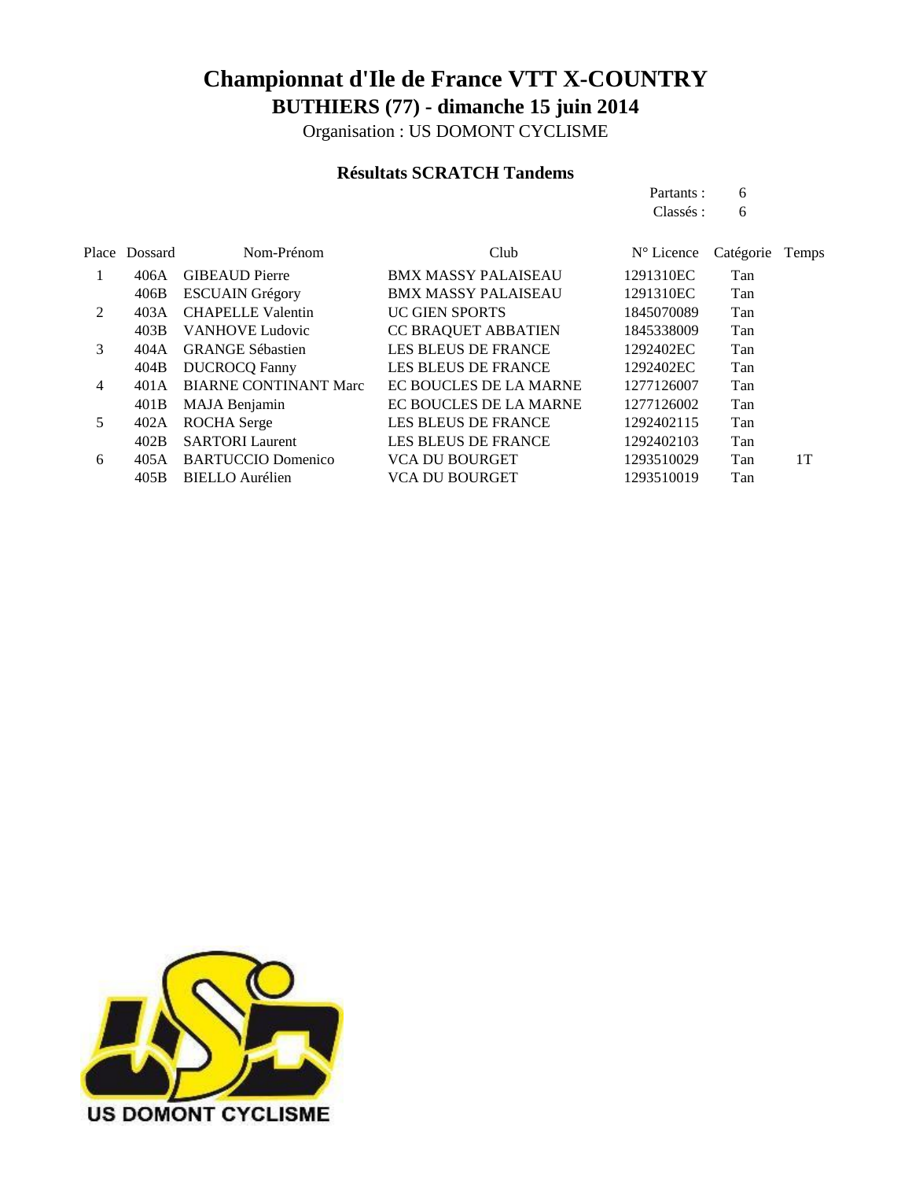# Championnat d'Ile de France VTT X-COUNTRY

## BUTHIERS (77) - dimanche 15 juin 2014

Organisation : US DOMONT CYCLISME

### Résultats SCRATCH Tandems

Partants : 6
Classés : 6

| Place | Dossard | Nom-Prénom | Club | N° Licence | Catégorie | Temps |
|---|---|---|---|---|---|---|
| 1 | 406A | GIBEAUD Pierre | BMX MASSY PALAISEAU | 1291310EC | Tan | |
| | 406B | ESCUAIN Grégory | BMX MASSY PALAISEAU | 1291310EC | Tan | |
| 2 | 403A | CHAPELLE Valentin | UC GIEN SPORTS | 1845070089 | Tan | |
| | 403B | VANHOVE Ludovic | CC BRAQUET ABBATIEN | 1845338009 | Tan | |
| 3 | 404A | GRANGE Sébastien | LES BLEUS DE FRANCE | 1292402EC | Tan | |
| | 404B | DUCROCQ Fanny | LES BLEUS DE FRANCE | 1292402EC | Tan | |
| 4 | 401A | BIARNE CONTINANT Marc | EC BOUCLES DE LA MARNE | 1277126007 | Tan | |
| | 401B | MAJA Benjamin | EC BOUCLES DE LA MARNE | 1277126002 | Tan | |
| 5 | 402A | ROCHA Serge | LES BLEUS DE FRANCE | 1292402115 | Tan | |
| | 402B | SARTORI Laurent | LES BLEUS DE FRANCE | 1292402103 | Tan | |
| 6 | 405A | BARTUCCIO Domenico | VCA DU BOURGET | 1293510029 | Tan | 1T |
| | 405B | BIELLO Aurélien | VCA DU BOURGET | 1293510019 | Tan | |

US DOMONT CYCLISME